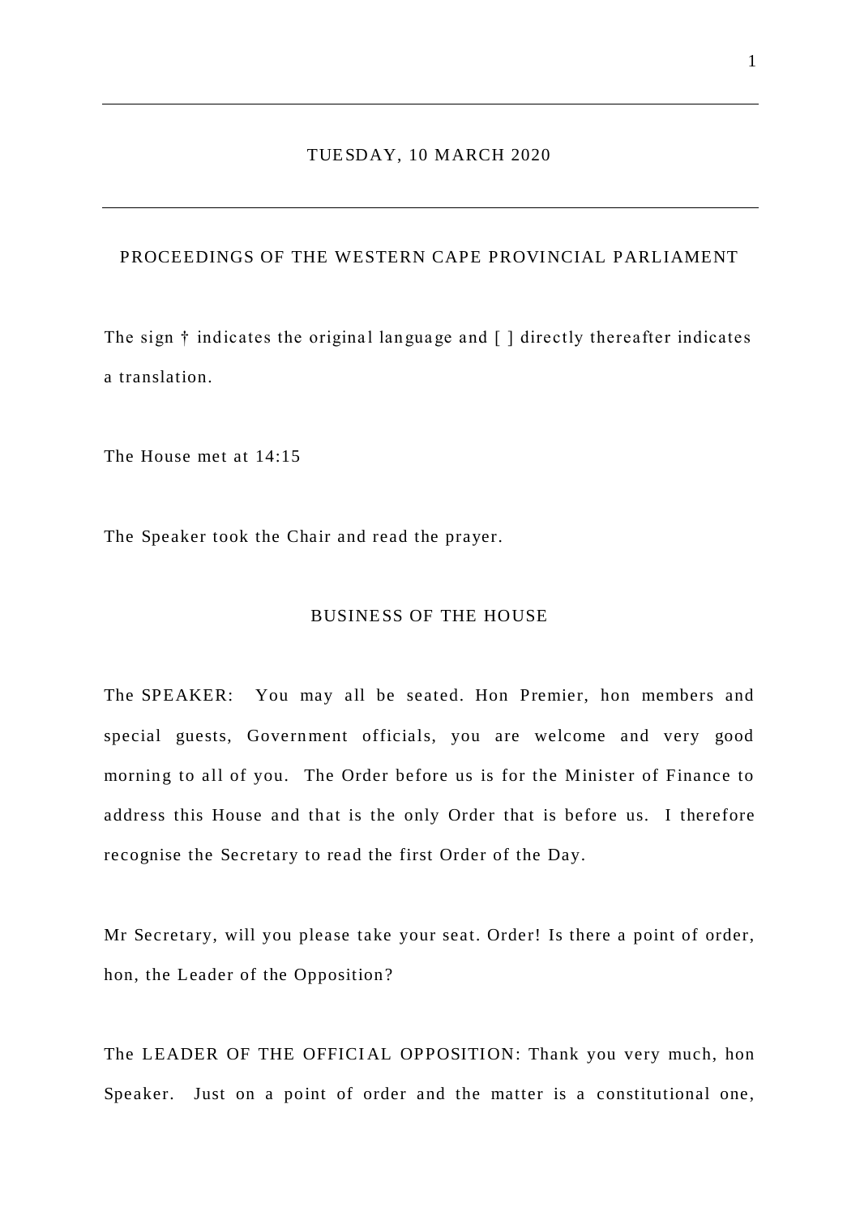TUESDAY, 10 MARCH 2020

PROCEEDINGS OF THE WESTERN CAPE PROVINCIAL PARLIAMENT

The sign † indicates the original language and [ ] directly thereafter indicates a translation.

The House met at 14:15

The Speaker took the Chair and read the prayer.

## BUSINESS OF THE HOUSE

The SPEAKER: You may all be seated. Hon Premier, hon members and special guests, Government officials, you are welcome and very good morning to all of you. The Order before us is for the Minister of Finance to address this House and that is the only Order that is before us. I therefore recognise the Secretary to read the first Order of the Day.

Mr Secretary, will you please take your seat. Order! Is there a point of order, hon, the Leader of the Opposition?

The LEADER OF THE OFFICIAL OPPOSITION: Thank you very much, hon Speaker. Just on a point of order and the matter is a constitutional one,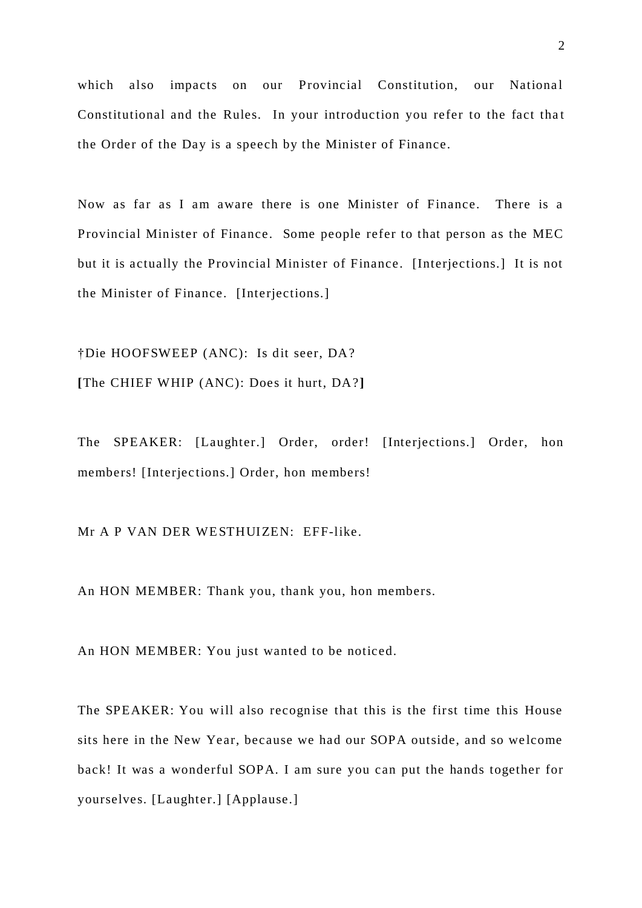which also impacts on our Provincial Constitution, our National Constitutional and the Rules. In your introduction you refer to the fact that the Order of the Day is a speech by the Minister of Finance.

Now as far as I am aware there is one Minister of Finance. There is a Provincial Minister of Finance. Some people refer to that person as the MEC but it is actually the Provincial Minister of Finance. [Interjections.] It is not the Minister of Finance. [Interjections.]

†Die HOOFSWEEP (ANC): Is dit seer, DA?
**[**The CHIEF WHIP (ANC): Does it hurt, DA?**]**

The SPEAKER: [Laughter.] Order, order! [Interjections.] Order, hon members! [Interjections.] Order, hon members!

Mr A P VAN DER WESTHUIZEN: EFF-like.

An HON MEMBER: Thank you, thank you, hon members.

An HON MEMBER: You just wanted to be noticed.

The SPEAKER: You will also recognise that this is the first time this House sits here in the New Year, because we had our SOPA outside, and so welcome back! It was a wonderful SOPA. I am sure you can put the hands together for yourselves. [Laughter.] [Applause.]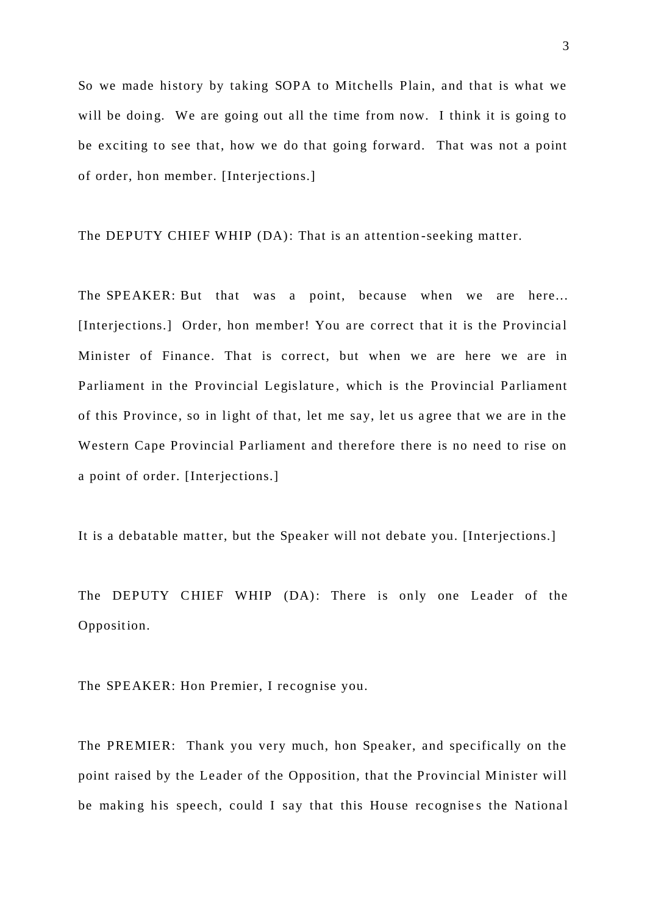So we made history by taking SOPA to Mitchells Plain, and that is what we will be doing. We are going out all the time from now. I think it is going to be exciting to see that, how we do that going forward. That was not a point of order, hon member. [Interjections.]

The DEPUTY CHIEF WHIP (DA): That is an attention-seeking matter.

The SPEAKER: But that was a point, because when we are here... [Interjections.] Order, hon member! You are correct that it is the Provincial Minister of Finance. That is correct, but when we are here we are in Parliament in the Provincial Legislature, which is the Provincial Parliament of this Province, so in light of that, let me say, let us agree that we are in the Western Cape Provincial Parliament and therefore there is no need to rise on a point of order. [Interjections.]

It is a debatable matter, but the Speaker will not debate you. [Interjections.]

The DEPUTY CHIEF WHIP (DA): There is only one Leader of the Opposition.

The SPEAKER: Hon Premier, I recognise you.

The PREMIER: Thank you very much, hon Speaker, and specifically on the point raised by the Leader of the Opposition, that the Provincial Minister will be making his speech, could I say that this House recognises the National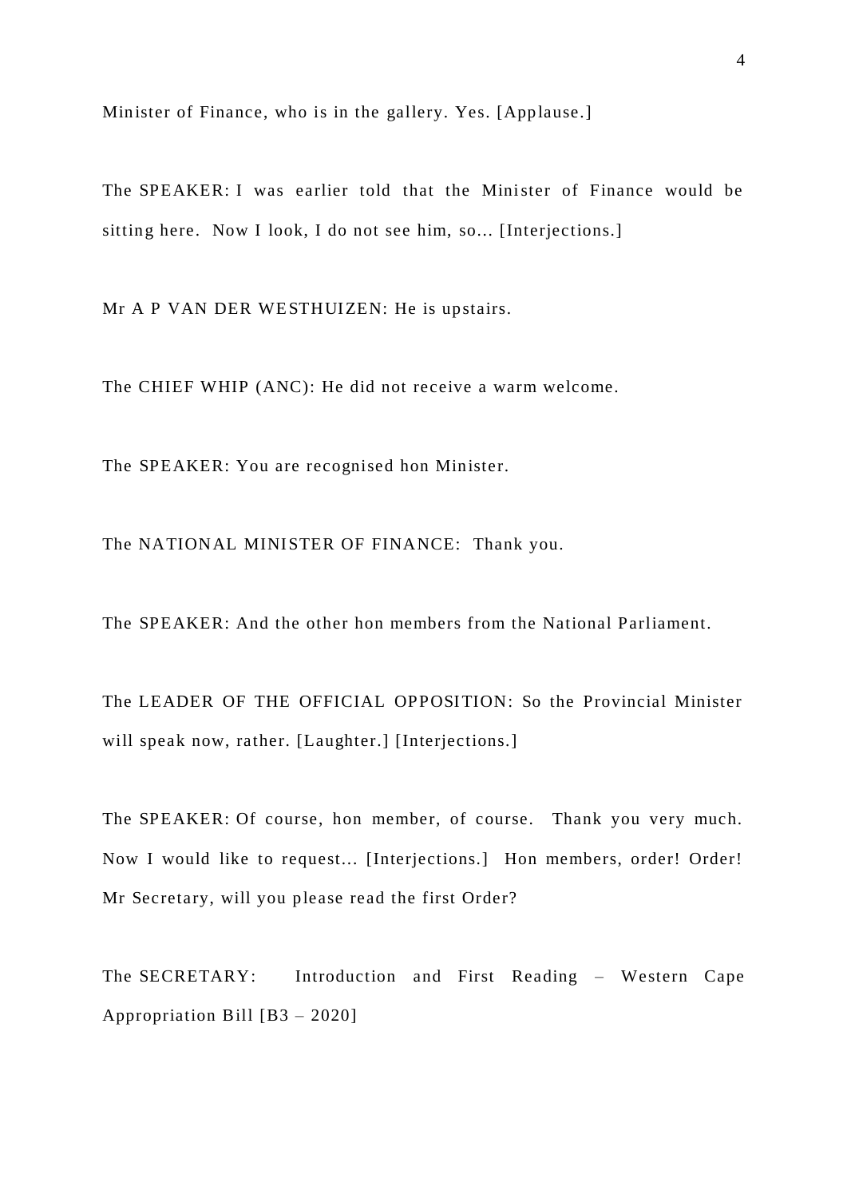Minister of Finance, who is in the gallery. Yes. [Applause.]

The SPEAKER: I was earlier told that the Minister of Finance would be sitting here. Now I look, I do not see him, so... [Interjections.]

Mr A P VAN DER WESTHUIZEN: He is upstairs.

The CHIEF WHIP (ANC): He did not receive a warm welcome.

The SPEAKER: You are recognised hon Minister.

The NATIONAL MINISTER OF FINANCE: Thank you.

The SPEAKER: And the other hon members from the National Parliament.

The LEADER OF THE OFFICIAL OPPOSITION: So the Provincial Minister will speak now, rather. [Laughter.] [Interjections.]

The SPEAKER: Of course, hon member, of course. Thank you very much. Now I would like to request... [Interjections.] Hon members, order! Order! Mr Secretary, will you please read the first Order?

The SECRETARY: Introduction and First Reading – Western Cape Appropriation Bill [B3 – 2020]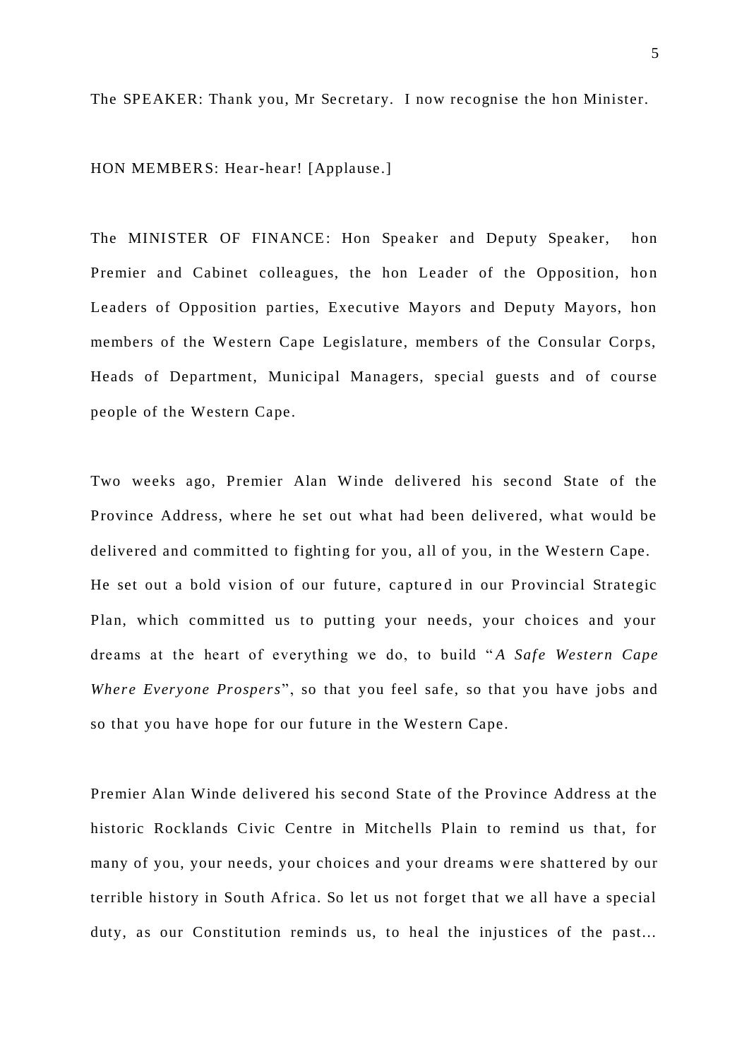The SPEAKER: Thank you, Mr Secretary. I now recognise the hon Minister.

HON MEMBERS: Hear-hear! [Applause.]

The MINISTER OF FINANCE: Hon Speaker and Deputy Speaker, hon Premier and Cabinet colleagues, the hon Leader of the Opposition, hon Leaders of Opposition parties, Executive Mayors and Deputy Mayors, hon members of the Western Cape Legislature, members of the Consular Corps, Heads of Department, Municipal Managers, special guests and of course people of the Western Cape.

Two weeks ago, Premier Alan Winde delivered his second State of the Province Address, where he set out what had been delivered, what would be delivered and committed to fighting for you, all of you, in the Western Cape. He set out a bold vision of our future, captured in our Provincial Strategic Plan, which committed us to putting your needs, your choices and your dreams at the heart of everything we do, to build "*A Safe Western Cape Where Everyone Prospers*", so that you feel safe, so that you have jobs and so that you have hope for our future in the Western Cape.

Premier Alan Winde delivered his second State of the Province Address at the historic Rocklands Civic Centre in Mitchells Plain to remind us that, for many of you, your needs, your choices and your dreams were shattered by our terrible history in South Africa. So let us not forget that we all have a special duty, as our Constitution reminds us, to heal the injustices of the past...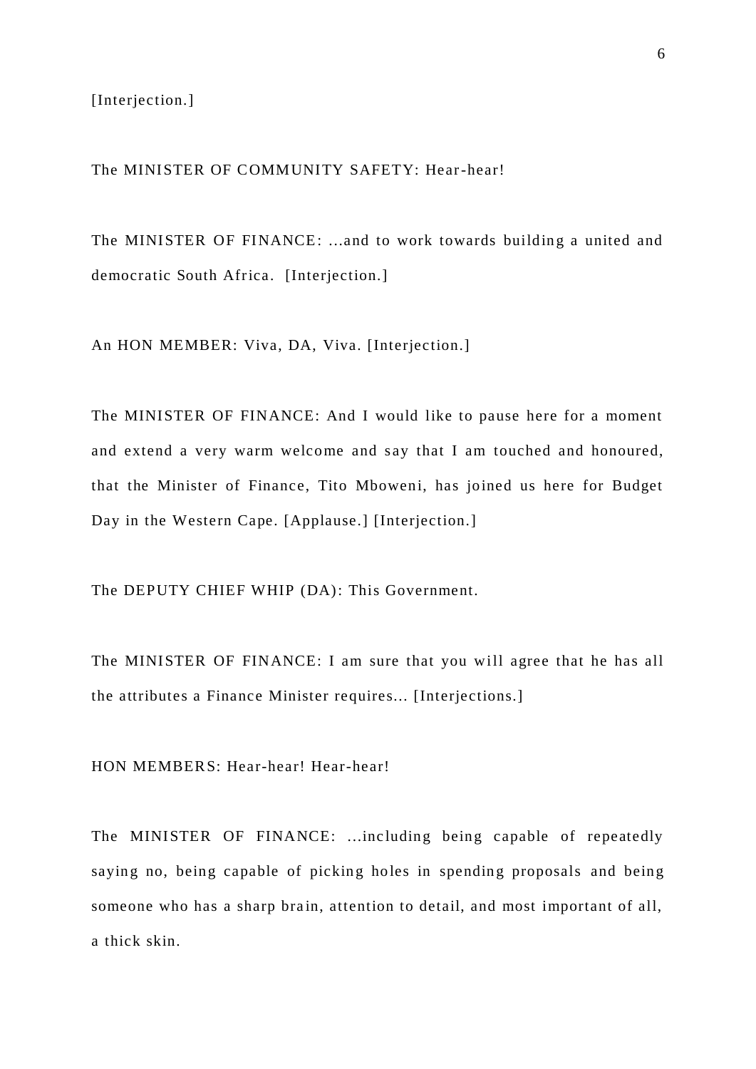[Interjection.]

The MINISTER OF COMMUNITY SAFETY: Hear-hear!

The MINISTER OF FINANCE: ...and to work towards building a united and democratic South Africa. [Interjection.]

An HON MEMBER: Viva, DA, Viva. [Interjection.]

The MINISTER OF FINANCE: And I would like to pause here for a moment and extend a very warm welcome and say that I am touched and honoured, that the Minister of Finance, Tito Mboweni, has joined us here for Budget Day in the Western Cape. [Applause.] [Interjection.]

The DEPUTY CHIEF WHIP (DA): This Government.

The MINISTER OF FINANCE: I am sure that you will agree that he has all the attributes a Finance Minister requires... [Interjections.]

HON MEMBERS: Hear-hear! Hear-hear!

The MINISTER OF FINANCE: ...including being capable of repeatedly saying no, being capable of picking holes in spending proposals and being someone who has a sharp brain, attention to detail, and most important of all, a thick skin.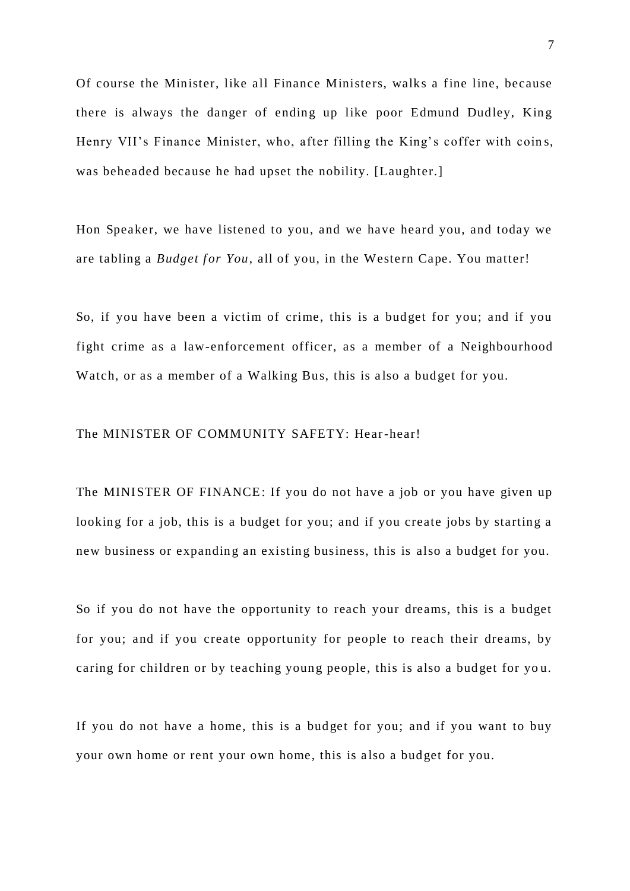Of course the Minister, like all Finance Ministers, walks a fine line, because there is always the danger of ending up like poor Edmund Dudley, King Henry VII's Finance Minister, who, after filling the King's coffer with coins, was beheaded because he had upset the nobility. [Laughter.]

Hon Speaker, we have listened to you, and we have heard you, and today we are tabling a *Budget for You*, all of you, in the Western Cape. You matter!

So, if you have been a victim of crime, this is a budget for you; and if you fight crime as a law-enforcement officer, as a member of a Neighbourhood Watch, or as a member of a Walking Bus, this is also a budget for you.

The MINISTER OF COMMUNITY SAFETY: Hear-hear!

The MINISTER OF FINANCE: If you do not have a job or you have given up looking for a job, this is a budget for you; and if you create jobs by starting a new business or expanding an existing business, this is also a budget for you.

So if you do not have the opportunity to reach your dreams, this is a budget for you; and if you create opportunity for people to reach their dreams, by caring for children or by teaching young people, this is also a budget for you.

If you do not have a home, this is a budget for you; and if you want to buy your own home or rent your own home, this is also a budget for you.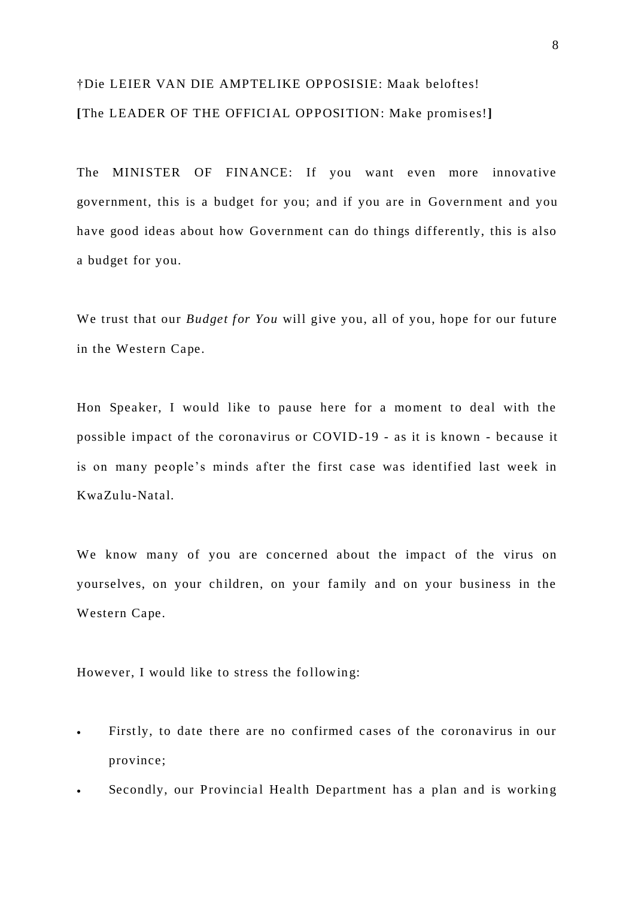†Die LEIER VAN DIE AMPTELIKE OPPOSISIE: Maak beloftes!

**[**The LEADER OF THE OFFICIAL OPPOSITION: Make promises!**]**

The MINISTER OF FINANCE: If you want even more innovative government, this is a budget for you; and if you are in Government and you have good ideas about how Government can do things differently, this is also a budget for you.

We trust that our *Budget for You* will give you, all of you, hope for our future in the Western Cape.

Hon Speaker, I would like to pause here for a moment to deal with the possible impact of the coronavirus or COVID-19 - as it is known - because it is on many people's minds after the first case was identified last week in KwaZulu-Natal.

We know many of you are concerned about the impact of the virus on yourselves, on your children, on your family and on your business in the Western Cape.

However, I would like to stress the following:

- Firstly, to date there are no confirmed cases of the coronavirus in our province;
- Secondly, our Provincial Health Department has a plan and is working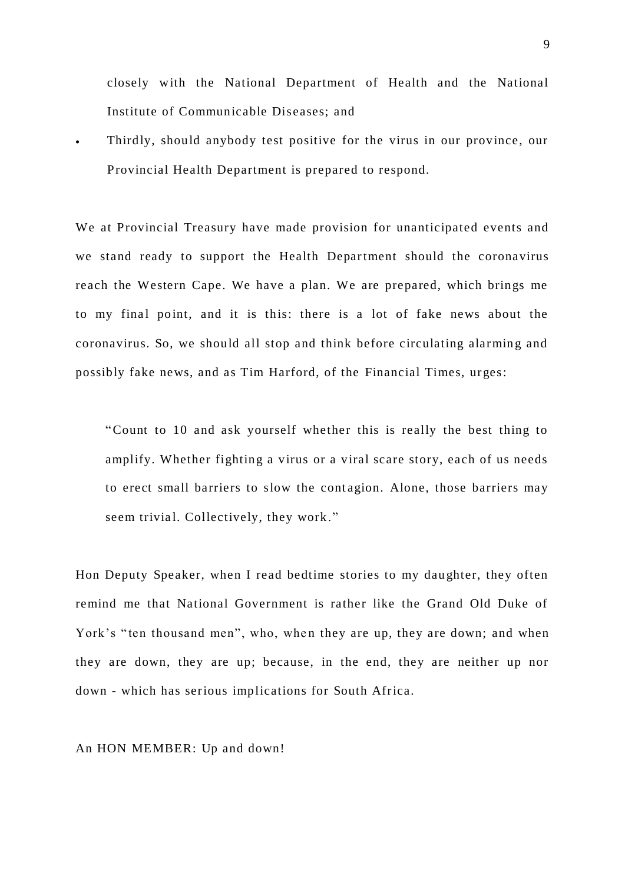closely with the National Department of Health and the National Institute of Communicable Diseases; and

- Thirdly, should anybody test positive for the virus in our province, our Provincial Health Department is prepared to respond.

We at Provincial Treasury have made provision for unanticipated events and we stand ready to support the Health Department should the coronavirus reach the Western Cape. We have a plan. We are prepared, which brings me to my final point, and it is this: there is a lot of fake news about the coronavirus. So, we should all stop and think before circulating alarming and possibly fake news, and as Tim Harford, of the Financial Times, urges:

> "Count to 10 and ask yourself whether this is really the best thing to amplify. Whether fighting a virus or a viral scare story, each of us needs to erect small barriers to slow the contagion. Alone, those barriers may seem trivial. Collectively, they work."

Hon Deputy Speaker, when I read bedtime stories to my daughter, they often remind me that National Government is rather like the Grand Old Duke of York's "ten thousand men", who, when they are up, they are down; and when they are down, they are up; because, in the end, they are neither up nor down - which has serious implications for South Africa.

An HON MEMBER: Up and down!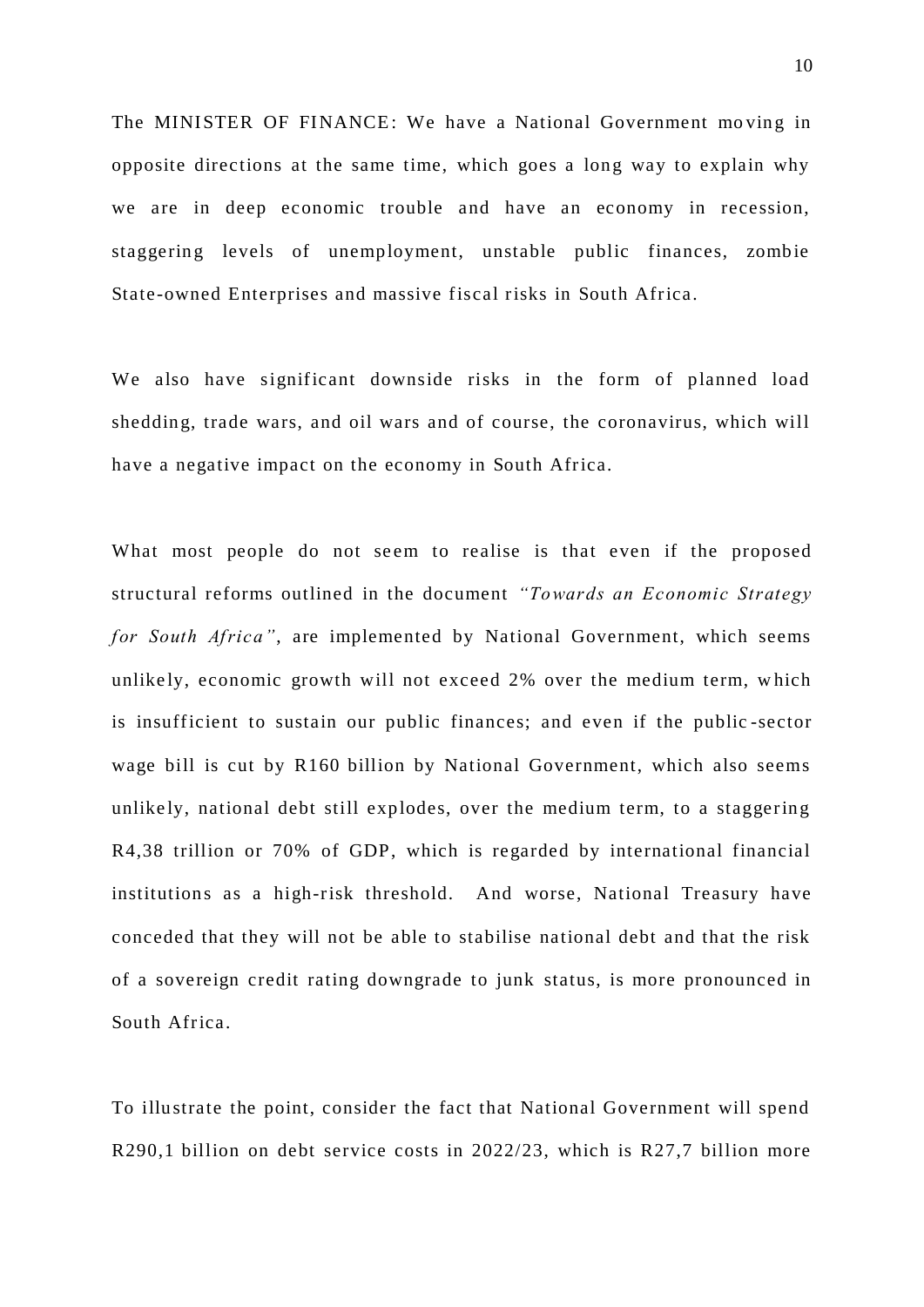The MINISTER OF FINANCE: We have a National Government moving in opposite directions at the same time, which goes a long way to explain why we are in deep economic trouble and have an economy in recession, staggering levels of unemployment, unstable public finances, zombie State-owned Enterprises and massive fiscal risks in South Africa.

We also have significant downside risks in the form of planned load shedding, trade wars, and oil wars and of course, the coronavirus, which will have a negative impact on the economy in South Africa.

What most people do not seem to realise is that even if the proposed structural reforms outlined in the document *"Towards an Economic Strategy for South Africa"*, are implemented by National Government, which seems unlikely, economic growth will not exceed 2% over the medium term, which is insufficient to sustain our public finances; and even if the public-sector wage bill is cut by R160 billion by National Government, which also seems unlikely, national debt still explodes, over the medium term, to a staggering R4,38 trillion or 70% of GDP, which is regarded by international financial institutions as a high-risk threshold. And worse, National Treasury have conceded that they will not be able to stabilise national debt and that the risk of a sovereign credit rating downgrade to junk status, is more pronounced in South Africa.

To illustrate the point, consider the fact that National Government will spend R290,1 billion on debt service costs in 2022/23, which is R27,7 billion more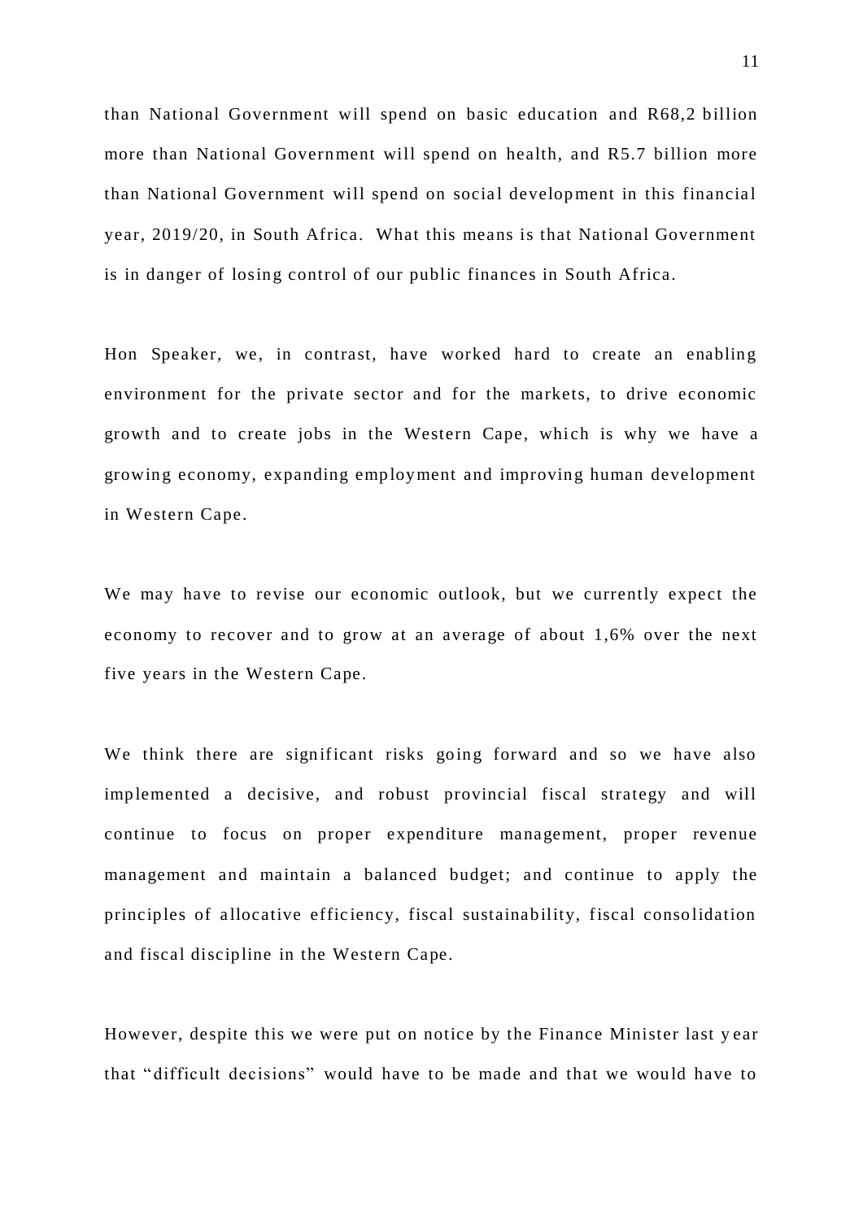than National Government will spend on basic education and R68,2 billion more than National Government will spend on health, and R5.7 billion more than National Government will spend on social development in this financial year, 2019/20, in South Africa. What this means is that National Government is in danger of losing control of our public finances in South Africa.

Hon Speaker, we, in contrast, have worked hard to create an enabling environment for the private sector and for the markets, to drive economic growth and to create jobs in the Western Cape, which is why we have a growing economy, expanding employment and improving human development in Western Cape.

We may have to revise our economic outlook, but we currently expect the economy to recover and to grow at an average of about 1,6% over the next five years in the Western Cape.

We think there are significant risks going forward and so we have also implemented a decisive, and robust provincial fiscal strategy and will continue to focus on proper expenditure management, proper revenue management and maintain a balanced budget; and continue to apply the principles of allocative efficiency, fiscal sustainability, fiscal consolidation and fiscal discipline in the Western Cape.

However, despite this we were put on notice by the Finance Minister last year that "difficult decisions" would have to be made and that we would have to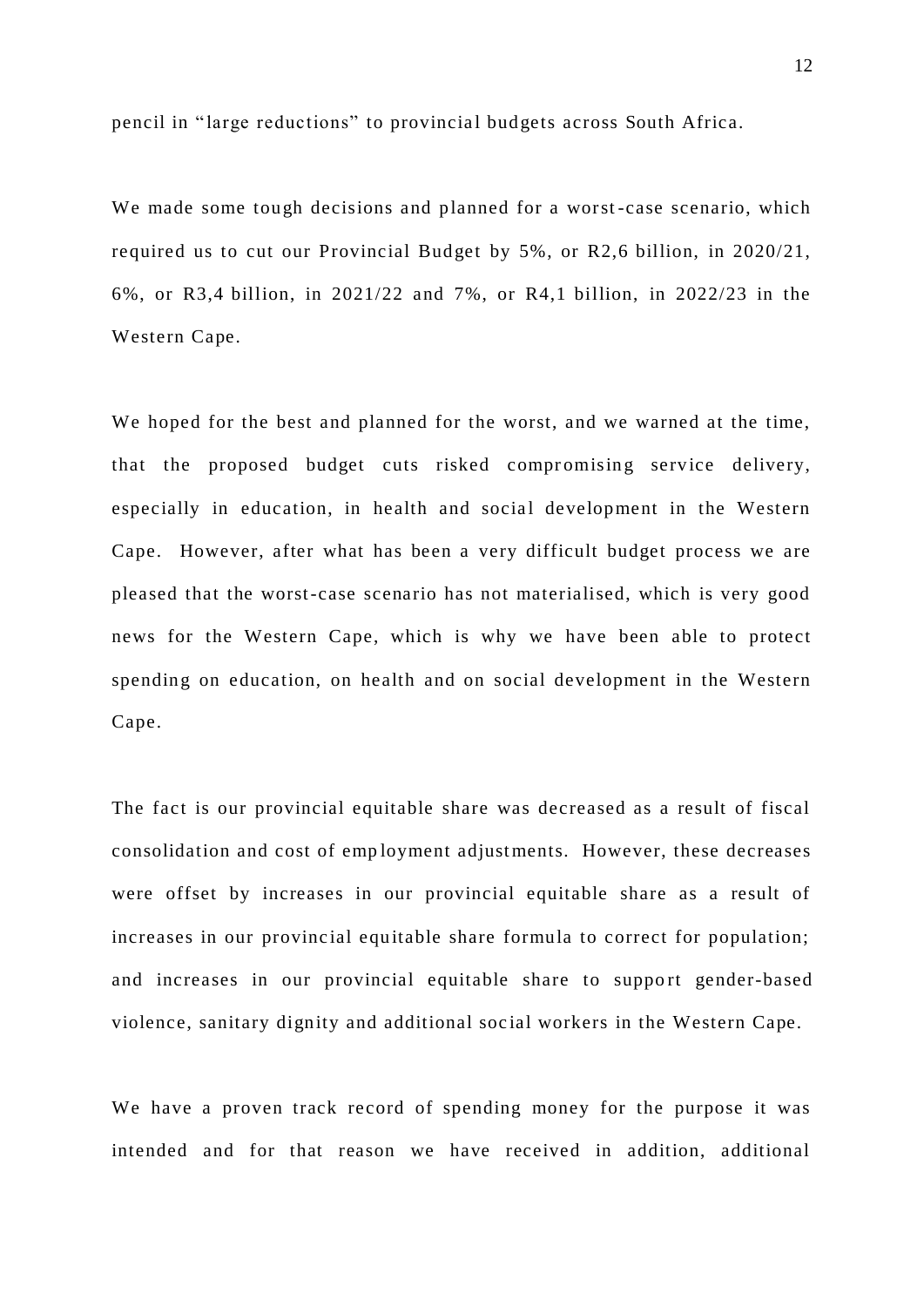pencil in "large reductions" to provincial budgets across South Africa.

We made some tough decisions and planned for a worst-case scenario, which required us to cut our Provincial Budget by 5%, or R2,6 billion, in 2020/21, 6%, or R3,4 billion, in 2021/22 and 7%, or R4,1 billion, in 2022/23 in the Western Cape.

We hoped for the best and planned for the worst, and we warned at the time, that the proposed budget cuts risked compromising service delivery, especially in education, in health and social development in the Western Cape. However, after what has been a very difficult budget process we are pleased that the worst-case scenario has not materialised, which is very good news for the Western Cape, which is why we have been able to protect spending on education, on health and on social development in the Western Cape.

The fact is our provincial equitable share was decreased as a result of fiscal consolidation and cost of employment adjustments. However, these decreases were offset by increases in our provincial equitable share as a result of increases in our provincial equitable share formula to correct for population; and increases in our provincial equitable share to support gender-based violence, sanitary dignity and additional social workers in the Western Cape.

We have a proven track record of spending money for the purpose it was intended and for that reason we have received in addition, additional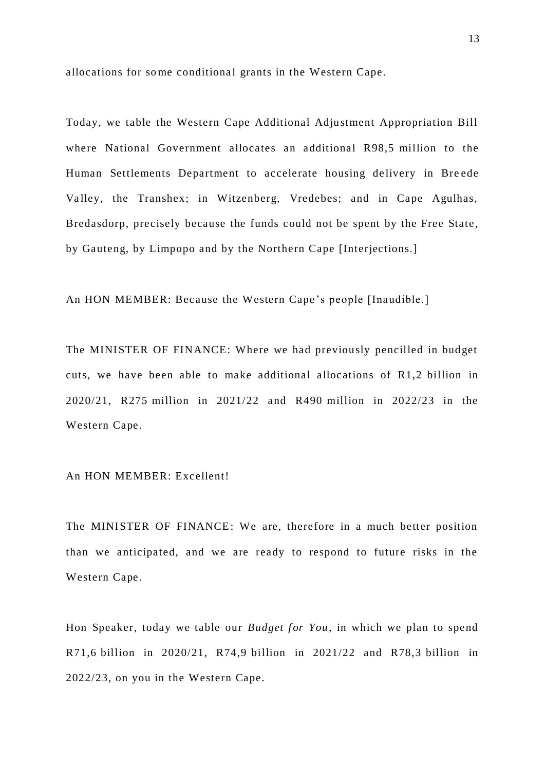allocations for some conditional grants in the Western Cape.

Today, we table the Western Cape Additional Adjustment Appropriation Bill where National Government allocates an additional R98,5 million to the Human Settlements Department to accelerate housing delivery in Breede Valley, the Transhex; in Witzenberg, Vredebes; and in Cape Agulhas, Bredasdorp, precisely because the funds could not be spent by the Free State, by Gauteng, by Limpopo and by the Northern Cape [Interjections.]

An HON MEMBER: Because the Western Cape's people [Inaudible.]

The MINISTER OF FINANCE: Where we had previously pencilled in budget cuts, we have been able to make additional allocations of R1,2 billion in 2020/21, R275 million in 2021/22 and R490 million in 2022/23 in the Western Cape.

An HON MEMBER: Excellent!

The MINISTER OF FINANCE: We are, therefore in a much better position than we anticipated, and we are ready to respond to future risks in the Western Cape.

Hon Speaker, today we table our *Budget for You*, in which we plan to spend R71,6 billion in 2020/21, R74,9 billion in 2021/22 and R78,3 billion in 2022/23, on you in the Western Cape.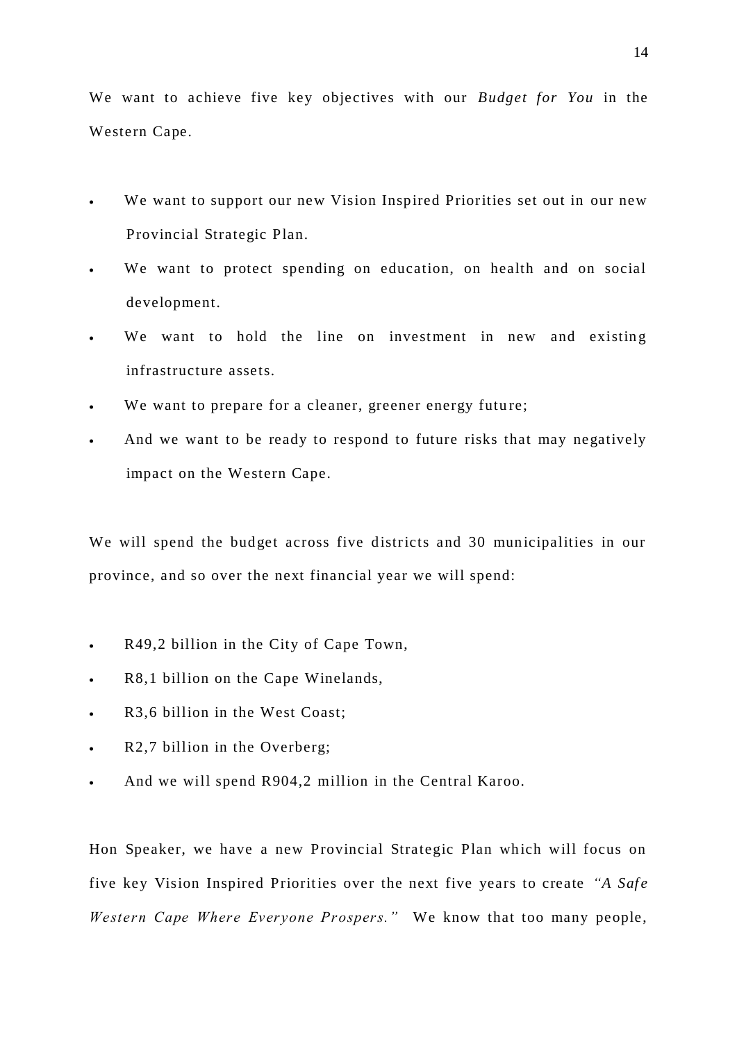We want to achieve five key objectives with our *Budget for You* in the Western Cape.

- We want to support our new Vision Inspired Priorities set out in our new Provincial Strategic Plan.
- We want to protect spending on education, on health and on social development.
- We want to hold the line on investment in new and existing infrastructure assets.
- We want to prepare for a cleaner, greener energy future;
- And we want to be ready to respond to future risks that may negatively impact on the Western Cape.

We will spend the budget across five districts and 30 municipalities in our province, and so over the next financial year we will spend:

- R49,2 billion in the City of Cape Town,
- R8,1 billion on the Cape Winelands,
- R3,6 billion in the West Coast;
- R2,7 billion in the Overberg;
- And we will spend R904,2 million in the Central Karoo.

Hon Speaker, we have a new Provincial Strategic Plan which will focus on five key Vision Inspired Priorities over the next five years to create *"A Safe Western Cape Where Everyone Prospers."* We know that too many people,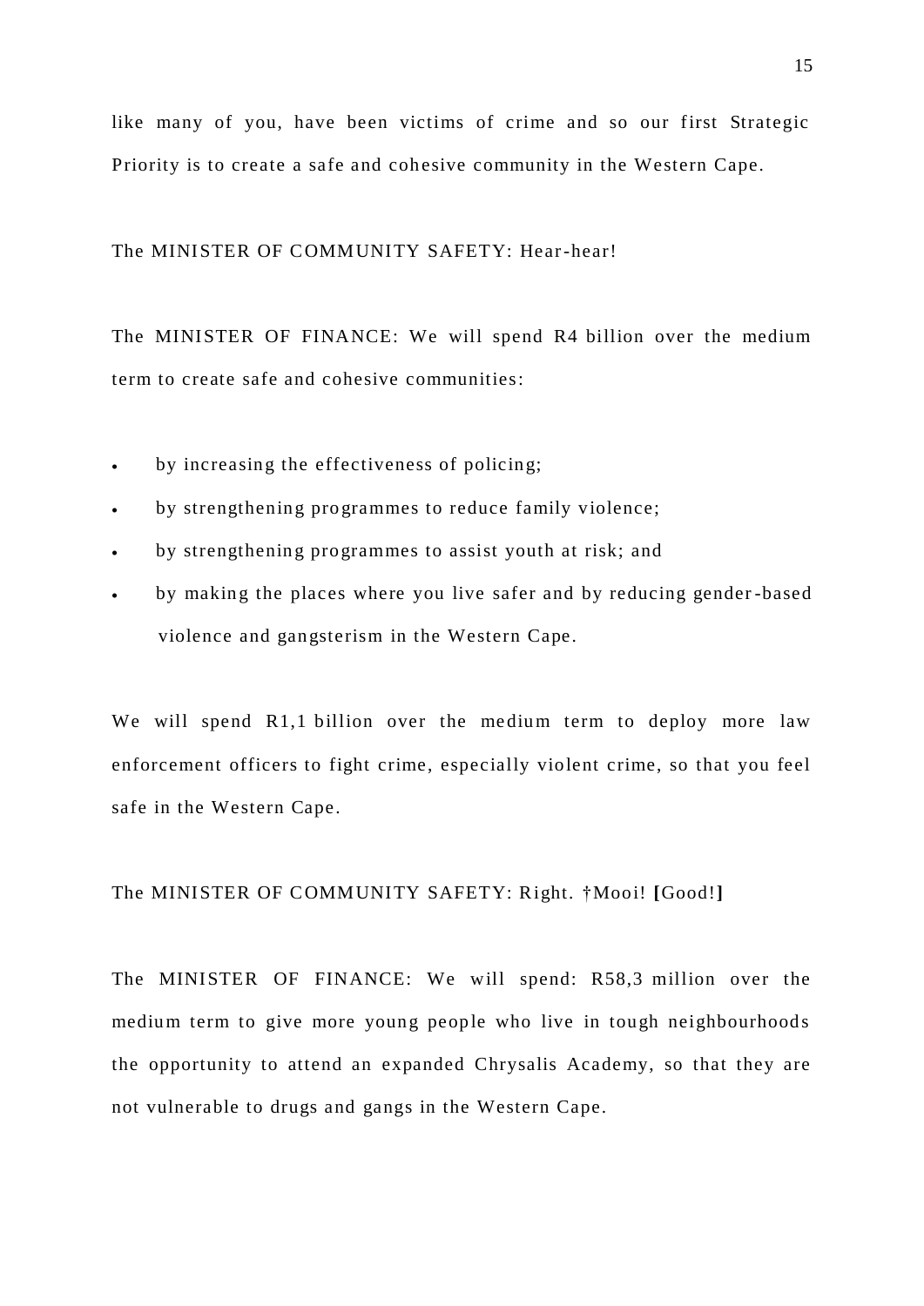like many of you, have been victims of crime and so our first Strategic Priority is to create a safe and cohesive community in the Western Cape.

The MINISTER OF COMMUNITY SAFETY: Hear-hear!

The MINISTER OF FINANCE: We will spend R4 billion over the medium term to create safe and cohesive communities:

- by increasing the effectiveness of policing;
- by strengthening programmes to reduce family violence;
- by strengthening programmes to assist youth at risk; and
- by making the places where you live safer and by reducing gender-based violence and gangsterism in the Western Cape.

We will spend R1,1 billion over the medium term to deploy more law enforcement officers to fight crime, especially violent crime, so that you feel safe in the Western Cape.

The MINISTER OF COMMUNITY SAFETY: Right. †Mooi! **[**Good!**]**

The MINISTER OF FINANCE: We will spend: R58,3 million over the medium term to give more young people who live in tough neighbourhoods the opportunity to attend an expanded Chrysalis Academy, so that they are not vulnerable to drugs and gangs in the Western Cape.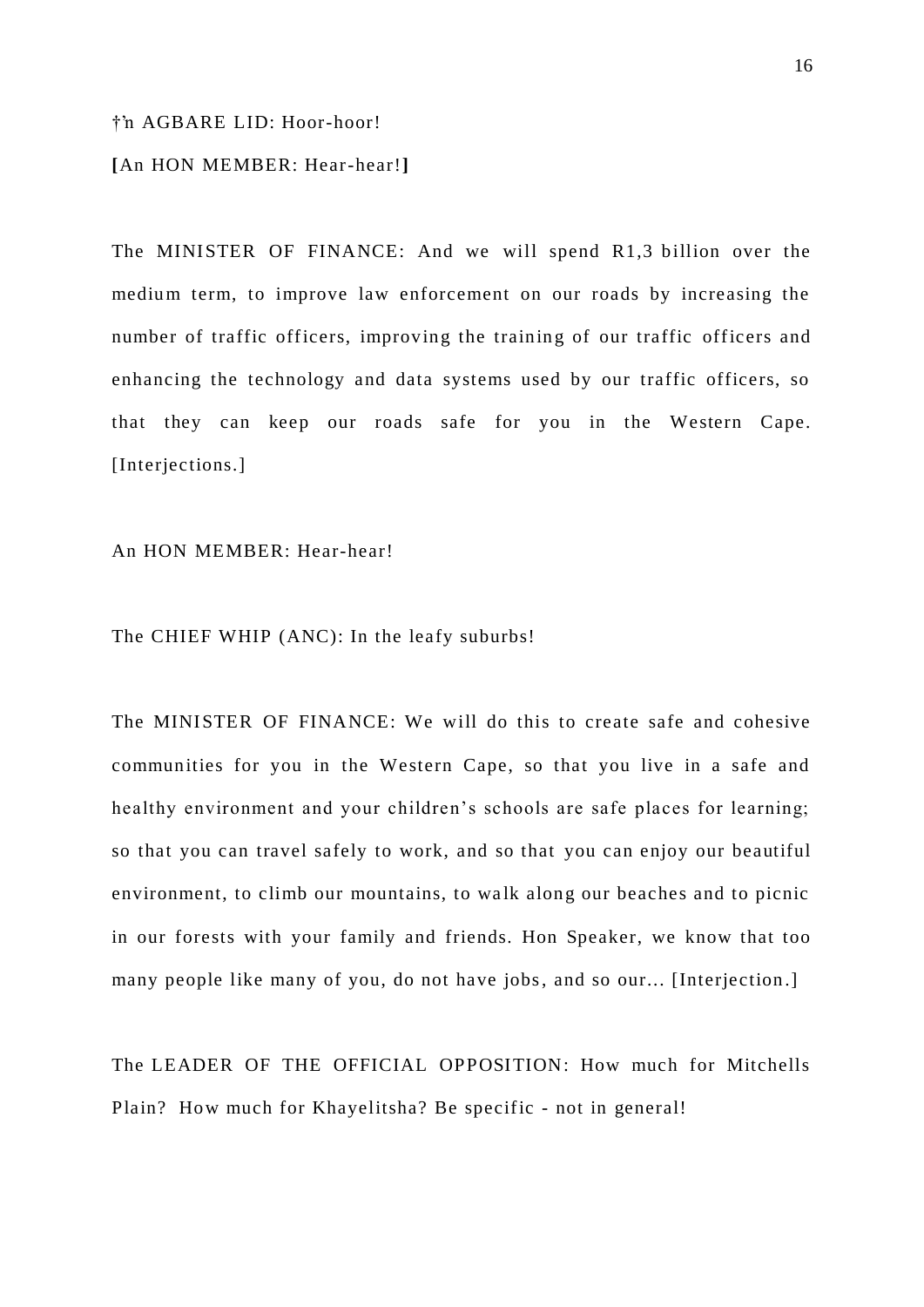†'n AGBARE LID: Hoor-hoor!

**[**An HON MEMBER: Hear-hear!**]**

The MINISTER OF FINANCE: And we will spend R1,3 billion over the medium term, to improve law enforcement on our roads by increasing the number of traffic officers, improving the training of our traffic officers and enhancing the technology and data systems used by our traffic officers, so that they can keep our roads safe for you in the Western Cape. [Interjections.]

An HON MEMBER: Hear-hear!

The CHIEF WHIP (ANC): In the leafy suburbs!

The MINISTER OF FINANCE: We will do this to create safe and cohesive communities for you in the Western Cape, so that you live in a safe and healthy environment and your children's schools are safe places for learning; so that you can travel safely to work, and so that you can enjoy our beautiful environment, to climb our mountains, to walk along our beaches and to picnic in our forests with your family and friends. Hon Speaker, we know that too many people like many of you, do not have jobs, and so our... [Interjection.]

The LEADER OF THE OFFICIAL OPPOSITION: How much for Mitchells Plain? How much for Khayelitsha? Be specific - not in general!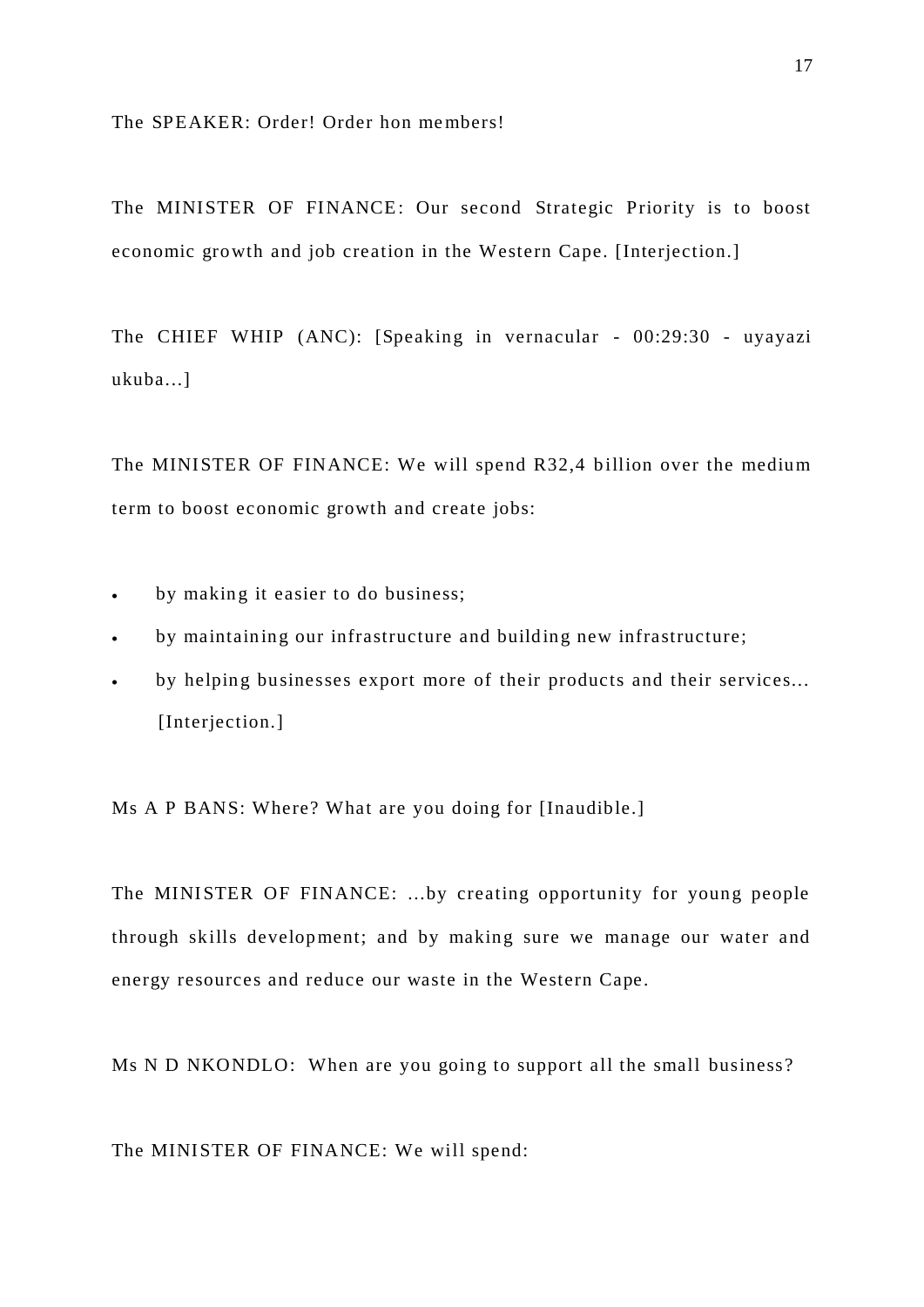The SPEAKER: Order! Order hon members!

The MINISTER OF FINANCE: Our second Strategic Priority is to boost economic growth and job creation in the Western Cape. [Interjection.]

The CHIEF WHIP (ANC): [Speaking in vernacular - 00:29:30 - uyayazi ukuba...]

The MINISTER OF FINANCE: We will spend R32,4 billion over the medium term to boost economic growth and create jobs:

- by making it easier to do business;
- by maintaining our infrastructure and building new infrastructure;
- by helping businesses export more of their products and their services... [Interjection.]

Ms A P BANS: Where? What are you doing for [Inaudible.]

The MINISTER OF FINANCE: ...by creating opportunity for young people through skills development; and by making sure we manage our water and energy resources and reduce our waste in the Western Cape.

Ms N D NKONDLO: When are you going to support all the small business?

The MINISTER OF FINANCE: We will spend: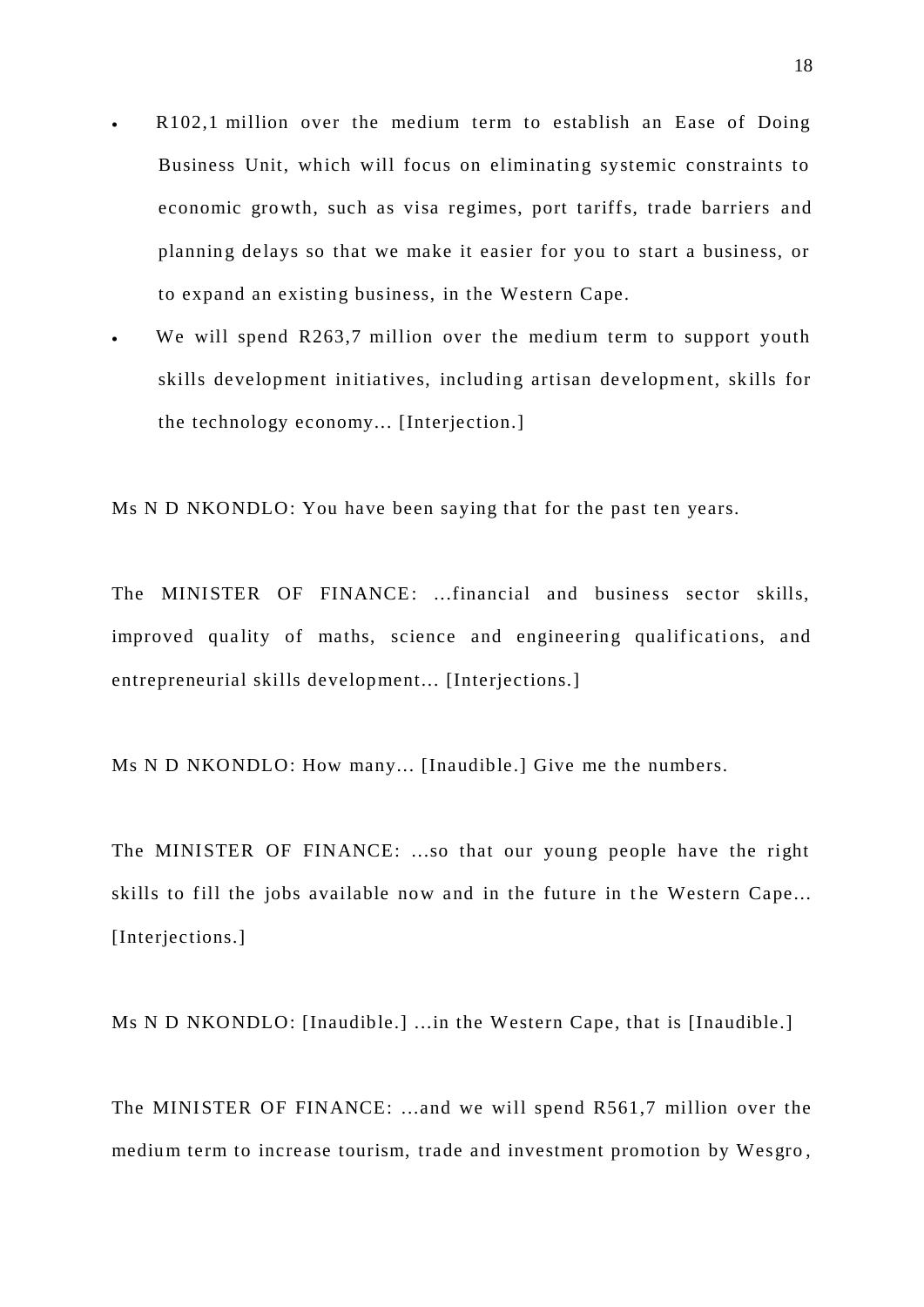- R102,1 million over the medium term to establish an Ease of Doing Business Unit, which will focus on eliminating systemic constraints to economic growth, such as visa regimes, port tariffs, trade barriers and planning delays so that we make it easier for you to start a business, or to expand an existing business, in the Western Cape.
- We will spend R263,7 million over the medium term to support youth skills development initiatives, including artisan development, skills for the technology economy... [Interjection.]

Ms N D NKONDLO: You have been saying that for the past ten years.

The MINISTER OF FINANCE: ...financial and business sector skills, improved quality of maths, science and engineering qualifications, and entrepreneurial skills development... [Interjections.]

Ms N D NKONDLO: How many... [Inaudible.] Give me the numbers.

The MINISTER OF FINANCE: ...so that our young people have the right skills to fill the jobs available now and in the future in the Western Cape... [Interjections.]

Ms N D NKONDLO: [Inaudible.] ...in the Western Cape, that is [Inaudible.]

The MINISTER OF FINANCE: ...and we will spend R561,7 million over the medium term to increase tourism, trade and investment promotion by Wesgro,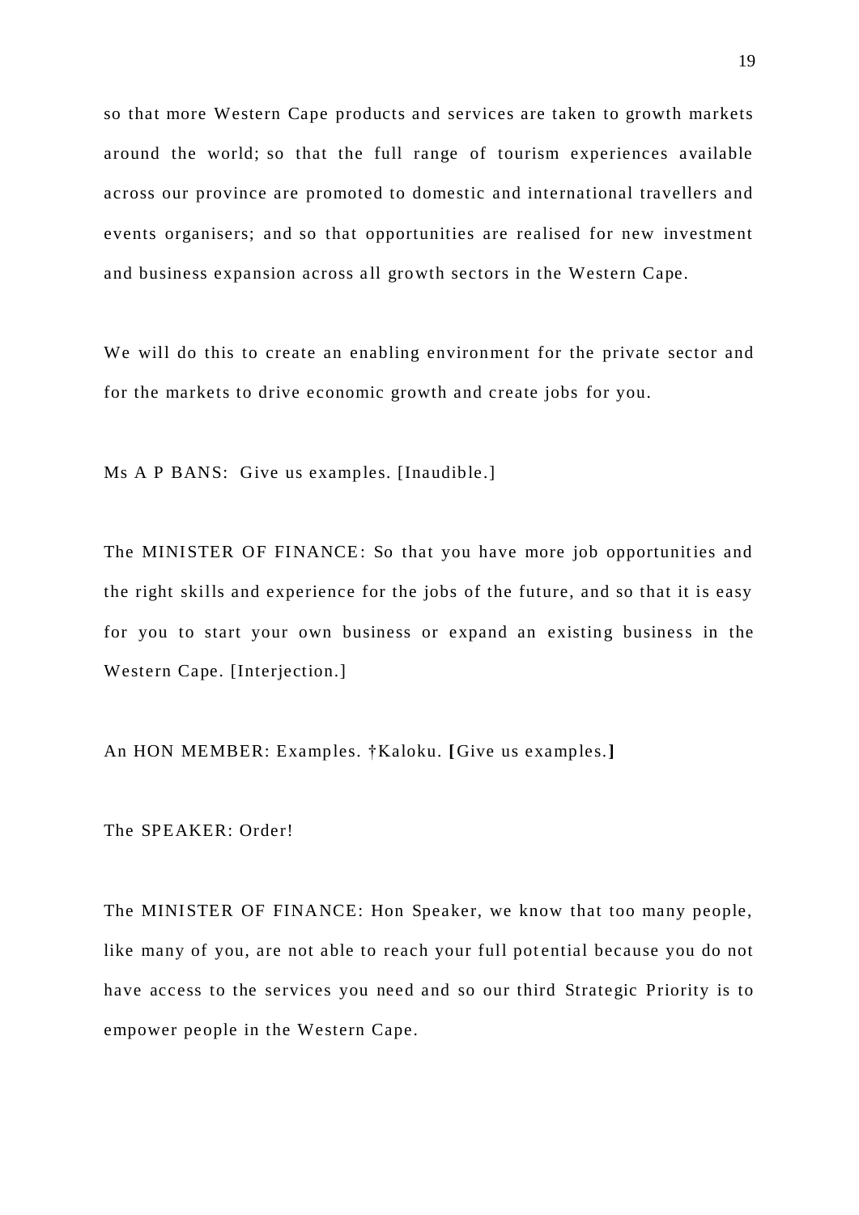so that more Western Cape products and services are taken to growth markets around the world; so that the full range of tourism experiences available across our province are promoted to domestic and international travellers and events organisers; and so that opportunities are realised for new investment and business expansion across all growth sectors in the Western Cape.

We will do this to create an enabling environment for the private sector and for the markets to drive economic growth and create jobs for you.

Ms A P BANS: Give us examples. [Inaudible.]

The MINISTER OF FINANCE: So that you have more job opportunities and the right skills and experience for the jobs of the future, and so that it is easy for you to start your own business or expand an existing business in the Western Cape. [Interjection.]

An HON MEMBER: Examples. †Kaloku. **[**Give us examples.**]**

The SPEAKER: Order!

The MINISTER OF FINANCE: Hon Speaker, we know that too many people, like many of you, are not able to reach your full potential because you do not have access to the services you need and so our third Strategic Priority is to empower people in the Western Cape.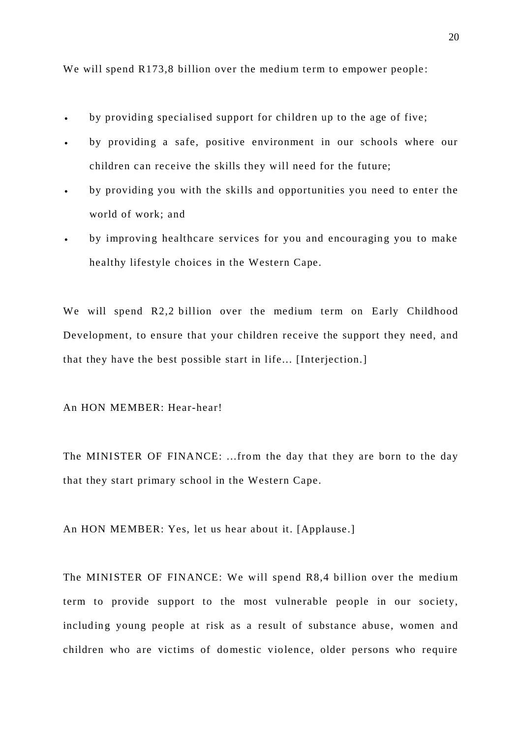We will spend R173,8 billion over the medium term to empower people:

- by providing specialised support for children up to the age of five;
- by providing a safe, positive environment in our schools where our children can receive the skills they will need for the future;
- by providing you with the skills and opportunities you need to enter the world of work; and
- by improving healthcare services for you and encouraging you to make healthy lifestyle choices in the Western Cape.

We will spend R2,2 billion over the medium term on Early Childhood Development, to ensure that your children receive the support they need, and that they have the best possible start in life... [Interjection.]

An HON MEMBER: Hear-hear!

The MINISTER OF FINANCE: ...from the day that they are born to the day that they start primary school in the Western Cape.

An HON MEMBER: Yes, let us hear about it. [Applause.]

The MINISTER OF FINANCE: We will spend R8,4 billion over the medium term to provide support to the most vulnerable people in our society, including young people at risk as a result of substance abuse, women and children who are victims of domestic violence, older persons who require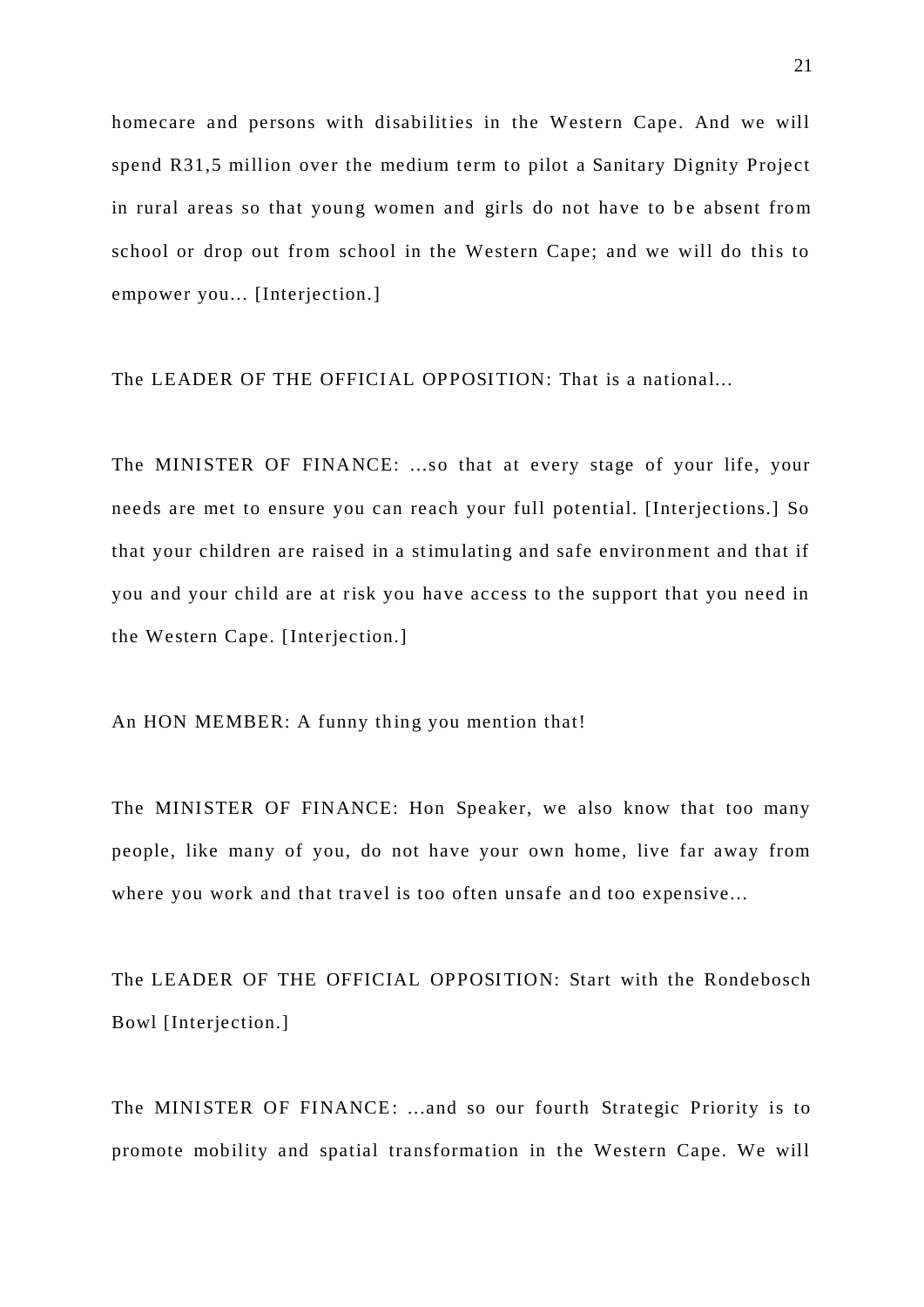homecare and persons with disabilities in the Western Cape. And we will spend R31,5 million over the medium term to pilot a Sanitary Dignity Project in rural areas so that young women and girls do not have to be absent from school or drop out from school in the Western Cape; and we will do this to empower you... [Interjection.]

The LEADER OF THE OFFICIAL OPPOSITION: That is a national...

The MINISTER OF FINANCE: ...so that at every stage of your life, your needs are met to ensure you can reach your full potential. [Interjections.] So that your children are raised in a stimulating and safe environment and that if you and your child are at risk you have access to the support that you need in the Western Cape. [Interjection.]

An HON MEMBER: A funny thing you mention that!

The MINISTER OF FINANCE: Hon Speaker, we also know that too many people, like many of you, do not have your own home, live far away from where you work and that travel is too often unsafe and too expensive...

The LEADER OF THE OFFICIAL OPPOSITION: Start with the Rondebosch Bowl [Interjection.]

The MINISTER OF FINANCE: ...and so our fourth Strategic Priority is to promote mobility and spatial transformation in the Western Cape. We will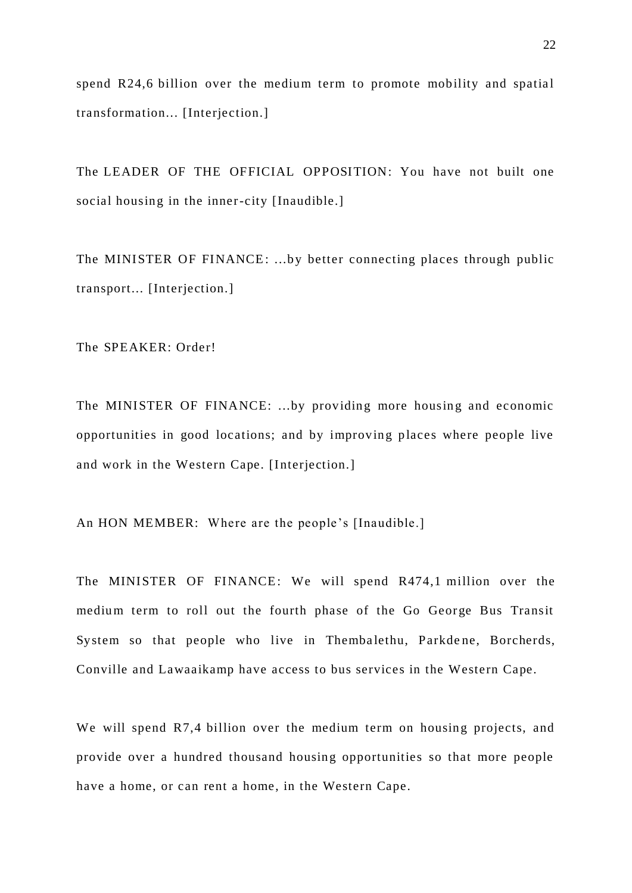spend R24,6 billion over the medium term to promote mobility and spatial transformation... [Interjection.]

The LEADER OF THE OFFICIAL OPPOSITION: You have not built one social housing in the inner-city [Inaudible.]

The MINISTER OF FINANCE: ...by better connecting places through public transport... [Interjection.]

The SPEAKER: Order!

The MINISTER OF FINANCE: ...by providing more housing and economic opportunities in good locations; and by improving places where people live and work in the Western Cape. [Interjection.]

An HON MEMBER: Where are the people's [Inaudible.]

The MINISTER OF FINANCE: We will spend R474,1 million over the medium term to roll out the fourth phase of the Go George Bus Transit System so that people who live in Thembalethu, Parkdene, Borcherds, Conville and Lawaaikamp have access to bus services in the Western Cape.

We will spend R7,4 billion over the medium term on housing projects, and provide over a hundred thousand housing opportunities so that more people have a home, or can rent a home, in the Western Cape.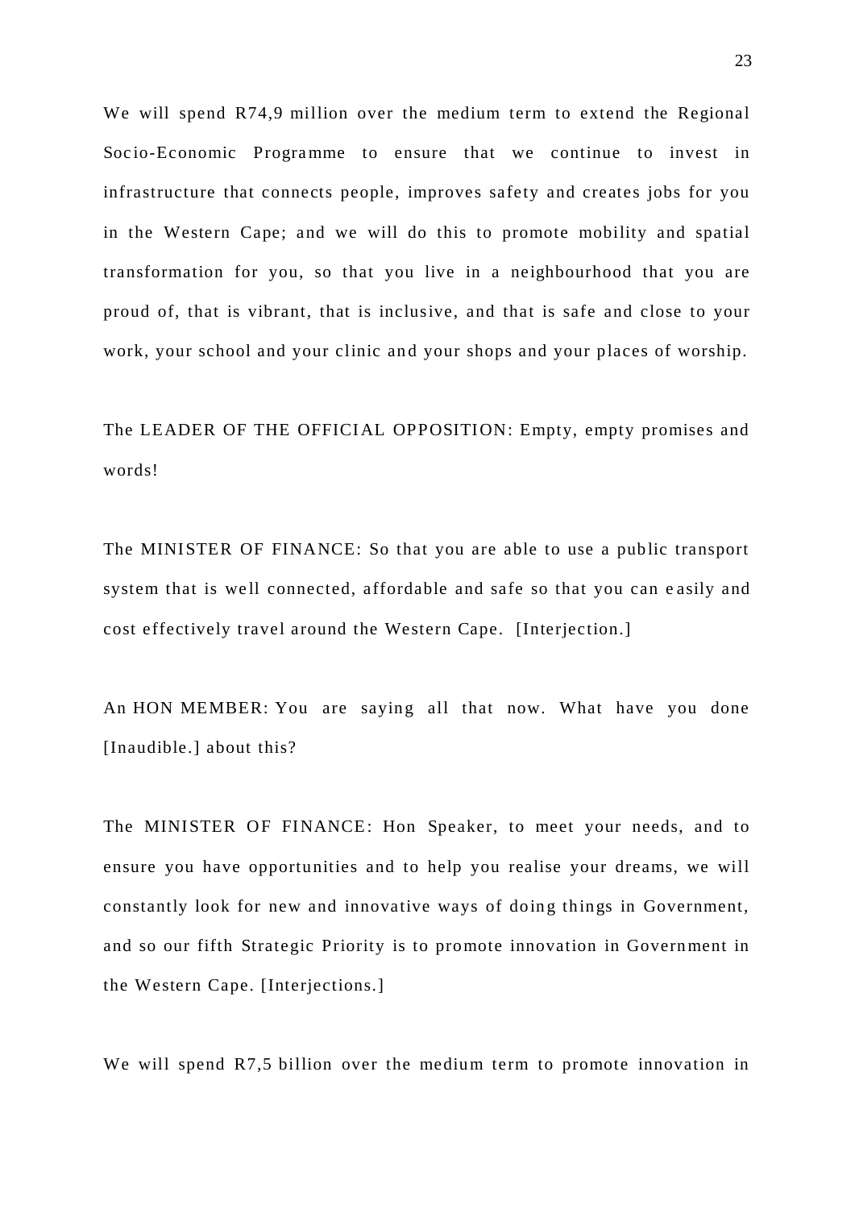We will spend R74,9 million over the medium term to extend the Regional Socio-Economic Programme to ensure that we continue to invest in infrastructure that connects people, improves safety and creates jobs for you in the Western Cape; and we will do this to promote mobility and spatial transformation for you, so that you live in a neighbourhood that you are proud of, that is vibrant, that is inclusive, and that is safe and close to your work, your school and your clinic and your shops and your places of worship.

The LEADER OF THE OFFICIAL OPPOSITION: Empty, empty promises and words!

The MINISTER OF FINANCE: So that you are able to use a public transport system that is well connected, affordable and safe so that you can easily and cost effectively travel around the Western Cape. [Interjection.]

An HON MEMBER: You are saying all that now. What have you done [Inaudible.] about this?

The MINISTER OF FINANCE: Hon Speaker, to meet your needs, and to ensure you have opportunities and to help you realise your dreams, we will constantly look for new and innovative ways of doing things in Government, and so our fifth Strategic Priority is to promote innovation in Government in the Western Cape. [Interjections.]

We will spend R7,5 billion over the medium term to promote innovation in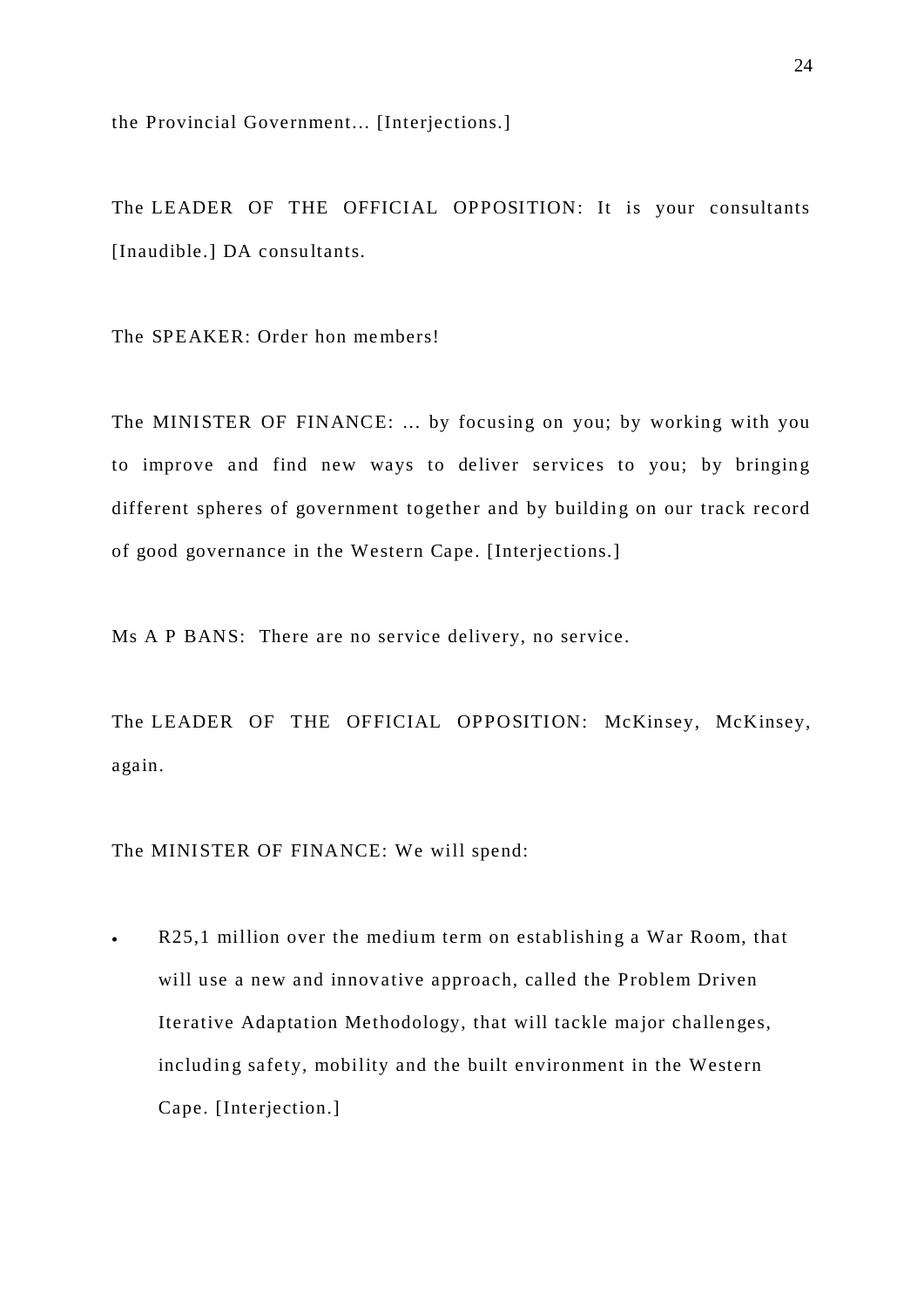the Provincial Government... [Interjections.]

The LEADER OF THE OFFICIAL OPPOSITION: It is your consultants [Inaudible.] DA consultants.

The SPEAKER: Order hon members!

The MINISTER OF FINANCE: ... by focusing on you; by working with you to improve and find new ways to deliver services to you; by bringing different spheres of government together and by building on our track record of good governance in the Western Cape. [Interjections.]

Ms A P BANS: There are no service delivery, no service.

The LEADER OF THE OFFICIAL OPPOSITION: McKinsey, McKinsey, again.

The MINISTER OF FINANCE: We will spend:

- R25,1 million over the medium term on establishing a War Room, that will use a new and innovative approach, called the Problem Driven Iterative Adaptation Methodology, that will tackle major challenges, including safety, mobility and the built environment in the Western Cape. [Interjection.]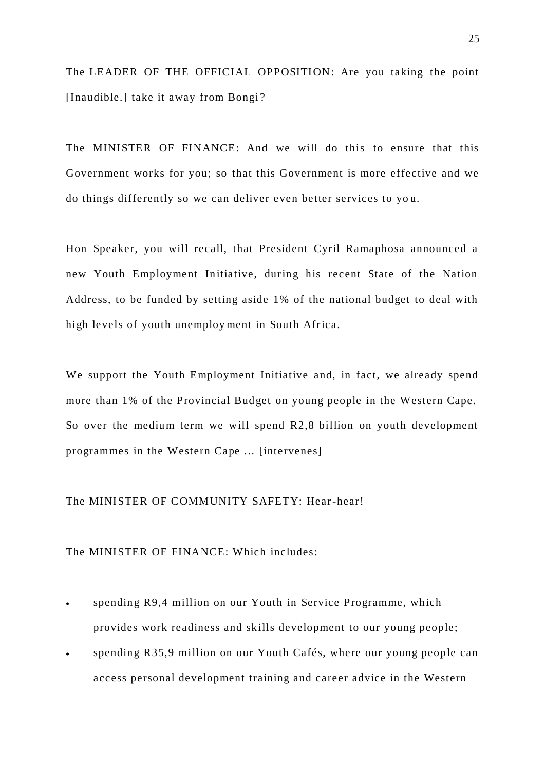The LEADER OF THE OFFICIAL OPPOSITION: Are you taking the point [Inaudible.] take it away from Bongi?

The MINISTER OF FINANCE: And we will do this to ensure that this Government works for you; so that this Government is more effective and we do things differently so we can deliver even better services to you.

Hon Speaker, you will recall, that President Cyril Ramaphosa announced a new Youth Employment Initiative, during his recent State of the Nation Address, to be funded by setting aside 1% of the national budget to deal with high levels of youth unemployment in South Africa.

We support the Youth Employment Initiative and, in fact, we already spend more than 1% of the Provincial Budget on young people in the Western Cape. So over the medium term we will spend R2,8 billion on youth development programmes in the Western Cape ... [intervenes]

The MINISTER OF COMMUNITY SAFETY: Hear-hear!

The MINISTER OF FINANCE: Which includes:

- spending R9,4 million on our Youth in Service Programme, which provides work readiness and skills development to our young people;
- spending R35,9 million on our Youth Cafés, where our young people can access personal development training and career advice in the Western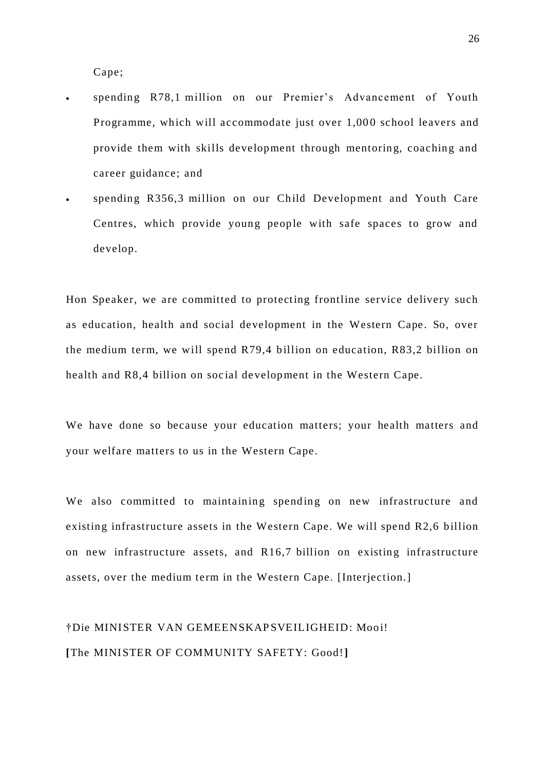Cape;

- spending R78,1 million on our Premier's Advancement of Youth Programme, which will accommodate just over 1,000 school leavers and provide them with skills development through mentoring, coaching and career guidance; and
- spending R356,3 million on our Child Development and Youth Care Centres, which provide young people with safe spaces to grow and develop.

Hon Speaker, we are committed to protecting frontline service delivery such as education, health and social development in the Western Cape. So, over the medium term, we will spend R79,4 billion on education, R83,2 billion on health and R8,4 billion on social development in the Western Cape.

We have done so because your education matters; your health matters and your welfare matters to us in the Western Cape.

We also committed to maintaining spending on new infrastructure and existing infrastructure assets in the Western Cape. We will spend R2,6 billion on new infrastructure assets, and R16,7 billion on existing infrastructure assets, over the medium term in the Western Cape. [Interjection.]

†Die MINISTER VAN GEMEENSKAPSVEILIGHEID: Mooi!

**[**The MINISTER OF COMMUNITY SAFETY: Good!**]**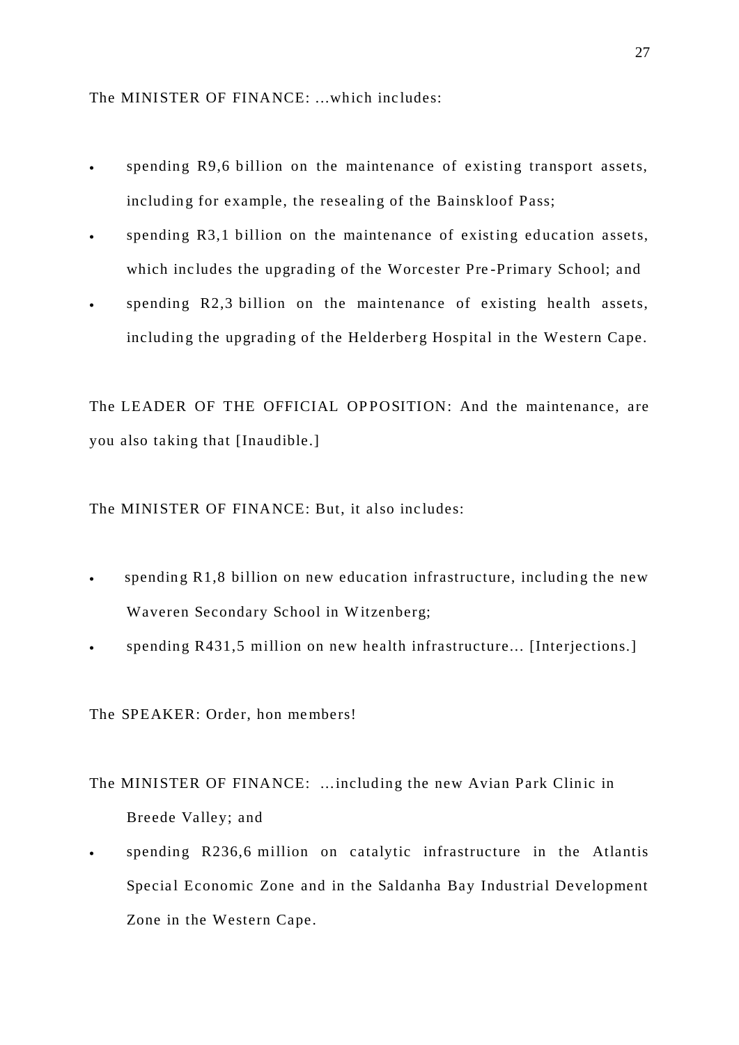The MINISTER OF FINANCE: ...which includes:

- spending R9,6 billion on the maintenance of existing transport assets, including for example, the resealing of the Bainskloof Pass;
- spending R3,1 billion on the maintenance of existing education assets, which includes the upgrading of the Worcester Pre-Primary School; and
- spending R2,3 billion on the maintenance of existing health assets, including the upgrading of the Helderberg Hospital in the Western Cape.

The LEADER OF THE OFFICIAL OPPOSITION: And the maintenance, are you also taking that [Inaudible.]

The MINISTER OF FINANCE: But, it also includes:

- spending R1,8 billion on new education infrastructure, including the new Waveren Secondary School in Witzenberg;
- spending R431,5 million on new health infrastructure... [Interjections.]

The SPEAKER: Order, hon members!

The MINISTER OF FINANCE: ...including the new Avian Park Clinic in Breede Valley; and

- spending R236,6 million on catalytic infrastructure in the Atlantis Special Economic Zone and in the Saldanha Bay Industrial Development Zone in the Western Cape.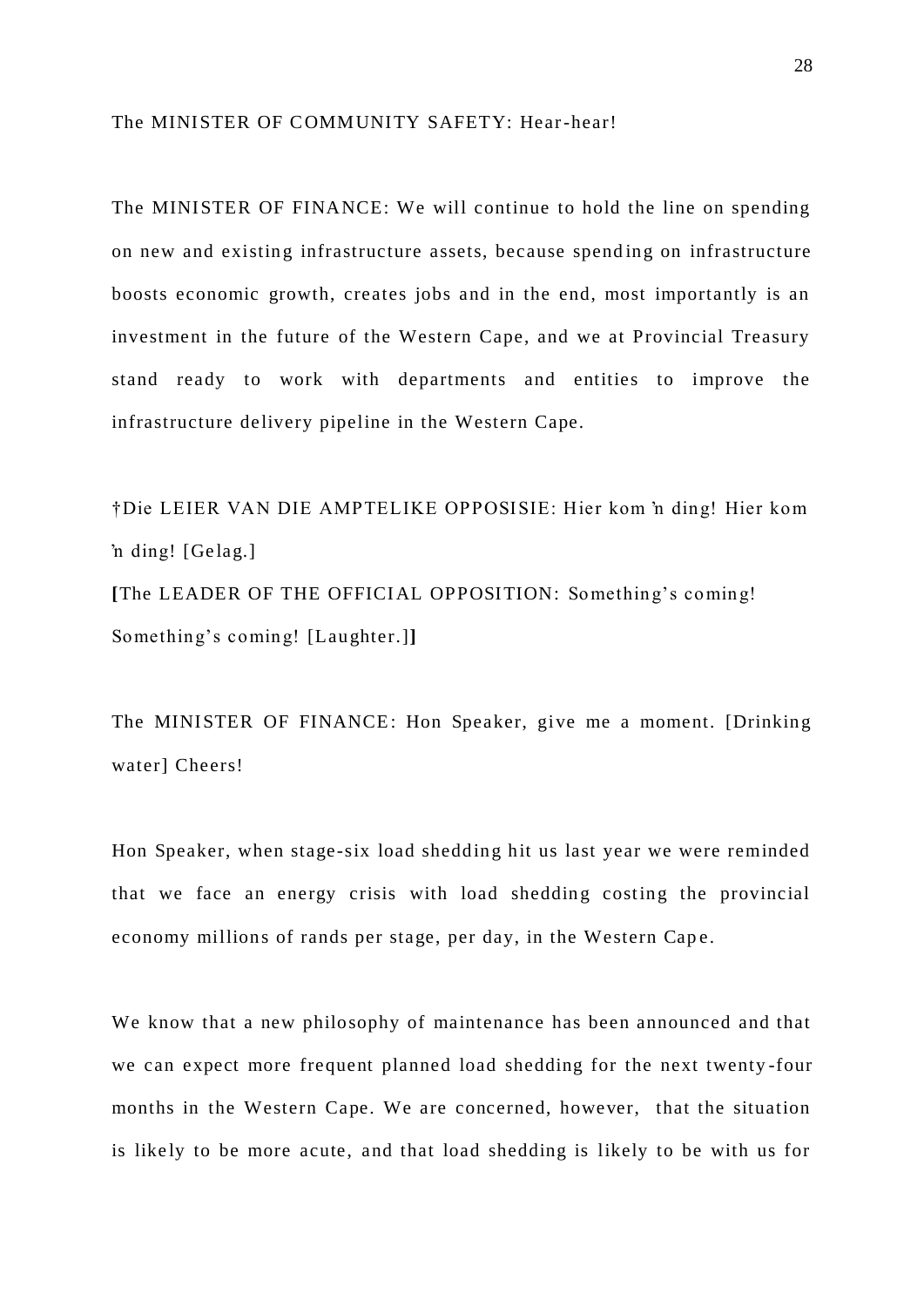The MINISTER OF COMMUNITY SAFETY: Hear-hear!

The MINISTER OF FINANCE: We will continue to hold the line on spending on new and existing infrastructure assets, because spending on infrastructure boosts economic growth, creates jobs and in the end, most importantly is an investment in the future of the Western Cape, and we at Provincial Treasury stand ready to work with departments and entities to improve the infrastructure delivery pipeline in the Western Cape.

†Die LEIER VAN DIE AMPTELIKE OPPOSISIE: Hier kom 'n ding! Hier kom 'n ding! [Gelag.]

**[**The LEADER OF THE OFFICIAL OPPOSITION: Something's coming! Something's coming! [Laughter.]**]**

The MINISTER OF FINANCE: Hon Speaker, give me a moment. [Drinking water] Cheers!

Hon Speaker, when stage-six load shedding hit us last year we were reminded that we face an energy crisis with load shedding costing the provincial economy millions of rands per stage, per day, in the Western Cape.

We know that a new philosophy of maintenance has been announced and that we can expect more frequent planned load shedding for the next twenty-four months in the Western Cape. We are concerned, however, that the situation is likely to be more acute, and that load shedding is likely to be with us for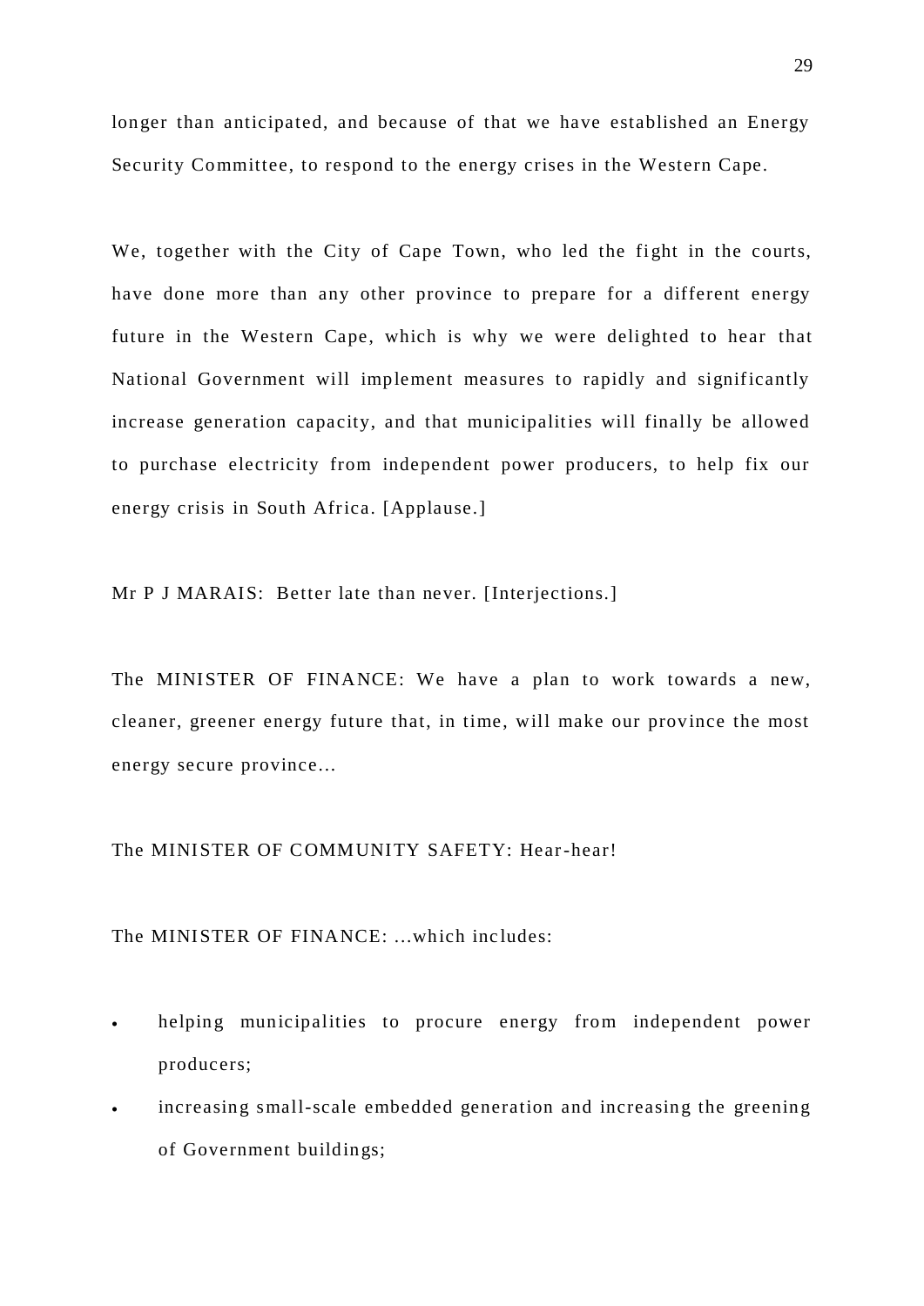longer than anticipated, and because of that we have established an Energy Security Committee, to respond to the energy crises in the Western Cape.

We, together with the City of Cape Town, who led the fight in the courts, have done more than any other province to prepare for a different energy future in the Western Cape, which is why we were delighted to hear that National Government will implement measures to rapidly and significantly increase generation capacity, and that municipalities will finally be allowed to purchase electricity from independent power producers, to help fix our energy crisis in South Africa. [Applause.]

Mr P J MARAIS: Better late than never. [Interjections.]

The MINISTER OF FINANCE: We have a plan to work towards a new, cleaner, greener energy future that, in time, will make our province the most energy secure province...

The MINISTER OF COMMUNITY SAFETY: Hear-hear!

The MINISTER OF FINANCE: ...which includes:

- helping municipalities to procure energy from independent power producers;
- increasing small-scale embedded generation and increasing the greening of Government buildings;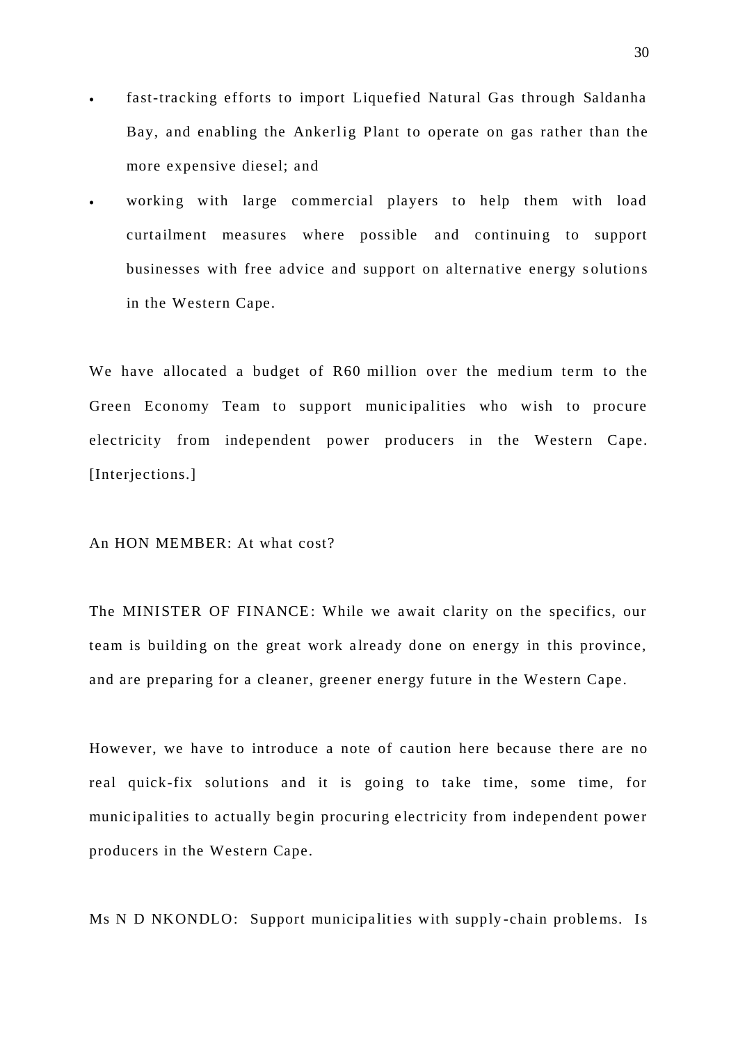- fast-tracking efforts to import Liquefied Natural Gas through Saldanha Bay, and enabling the Ankerlig Plant to operate on gas rather than the more expensive diesel; and
- working with large commercial players to help them with load curtailment measures where possible and continuing to support businesses with free advice and support on alternative energy solutions in the Western Cape.

We have allocated a budget of R60 million over the medium term to the Green Economy Team to support municipalities who wish to procure electricity from independent power producers in the Western Cape. [Interjections.]

An HON MEMBER: At what cost?

The MINISTER OF FINANCE: While we await clarity on the specifics, our team is building on the great work already done on energy in this province, and are preparing for a cleaner, greener energy future in the Western Cape.

However, we have to introduce a note of caution here because there are no real quick-fix solutions and it is going to take time, some time, for municipalities to actually begin procuring electricity from independent power producers in the Western Cape.

Ms N D NKONDLO: Support municipalities with supply-chain problems. Is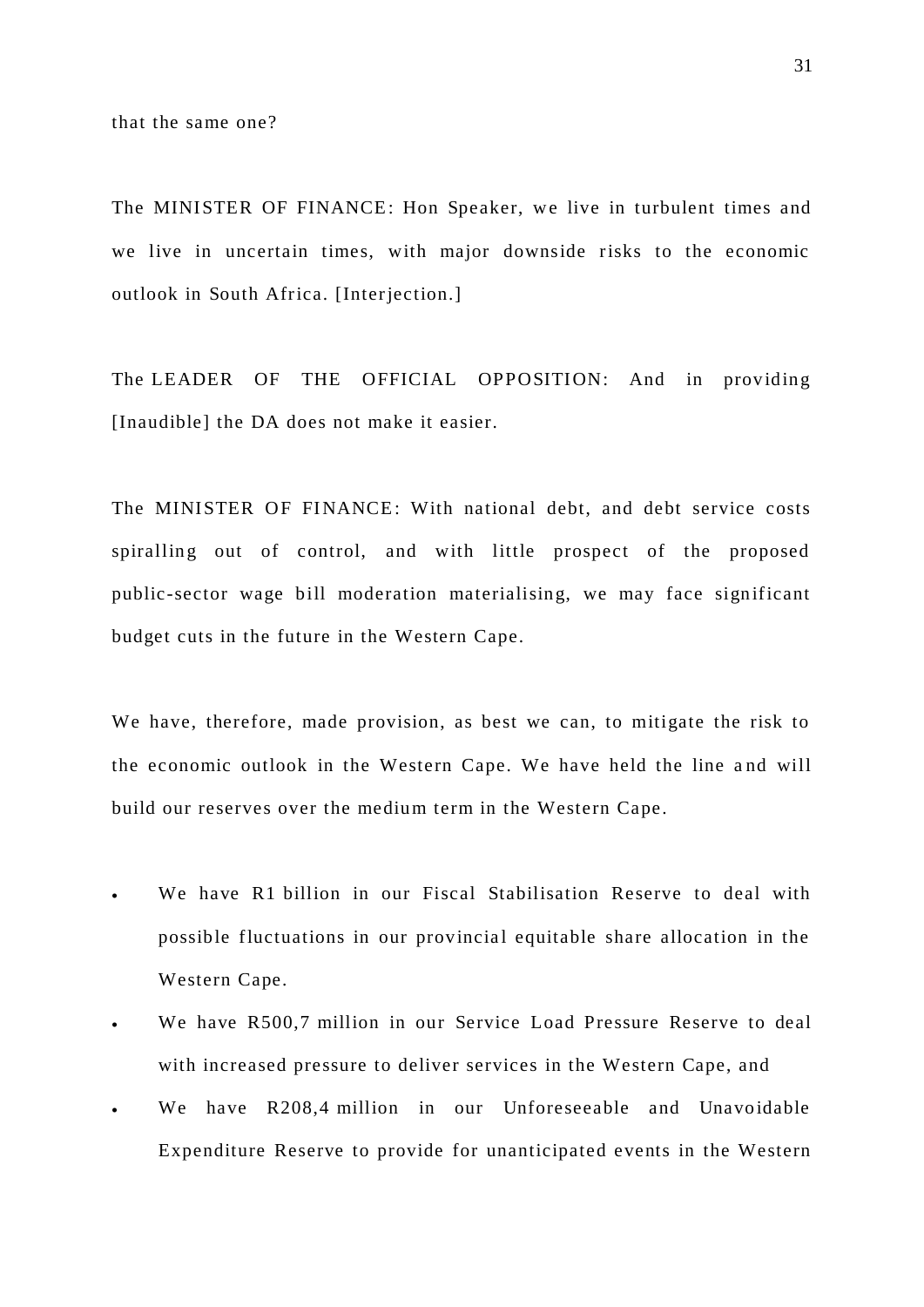that the same one?

The MINISTER OF FINANCE: Hon Speaker, we live in turbulent times and we live in uncertain times, with major downside risks to the economic outlook in South Africa. [Interjection.]

The LEADER OF THE OFFICIAL OPPOSITION: And in providing [Inaudible] the DA does not make it easier.

The MINISTER OF FINANCE: With national debt, and debt service costs spiralling out of control, and with little prospect of the proposed public-sector wage bill moderation materialising, we may face significant budget cuts in the future in the Western Cape.

We have, therefore, made provision, as best we can, to mitigate the risk to the economic outlook in the Western Cape. We have held the line and will build our reserves over the medium term in the Western Cape.

- We have R1 billion in our Fiscal Stabilisation Reserve to deal with possible fluctuations in our provincial equitable share allocation in the Western Cape.
- We have R500,7 million in our Service Load Pressure Reserve to deal with increased pressure to deliver services in the Western Cape, and
- We have R208,4 million in our Unforeseeable and Unavoidable Expenditure Reserve to provide for unanticipated events in the Western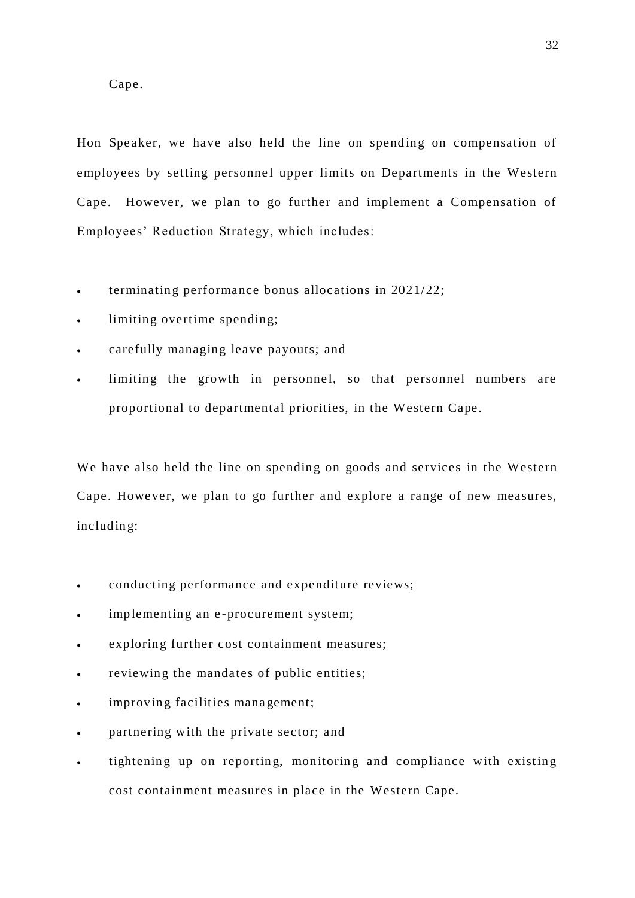Cape.

Hon Speaker, we have also held the line on spending on compensation of employees by setting personnel upper limits on Departments in the Western Cape. However, we plan to go further and implement a Compensation of Employees' Reduction Strategy, which includes:

- terminating performance bonus allocations in 2021/22;
- limiting overtime spending;
- carefully managing leave payouts; and
- limiting the growth in personnel, so that personnel numbers are proportional to departmental priorities, in the Western Cape.

We have also held the line on spending on goods and services in the Western Cape. However, we plan to go further and explore a range of new measures, including:

- conducting performance and expenditure reviews;
- implementing an e-procurement system;
- exploring further cost containment measures;
- reviewing the mandates of public entities;
- improving facilities management;
- partnering with the private sector; and
- tightening up on reporting, monitoring and compliance with existing cost containment measures in place in the Western Cape.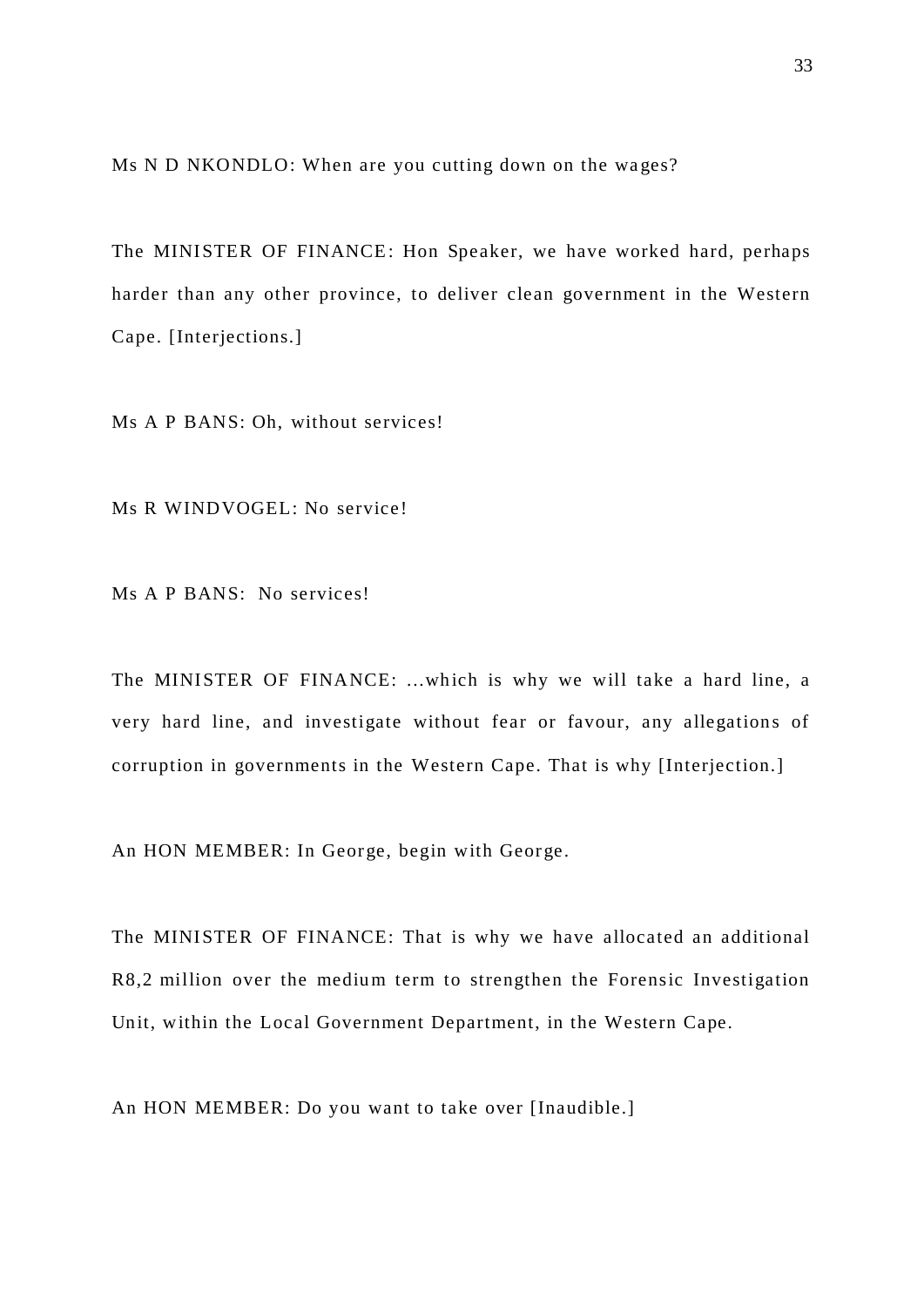Ms N D NKONDLO: When are you cutting down on the wages?

The MINISTER OF FINANCE: Hon Speaker, we have worked hard, perhaps harder than any other province, to deliver clean government in the Western Cape. [Interjections.]

Ms A P BANS: Oh, without services!

Ms R WINDVOGEL: No service!

Ms A P BANS: No services!

The MINISTER OF FINANCE: ...which is why we will take a hard line, a very hard line, and investigate without fear or favour, any allegations of corruption in governments in the Western Cape. That is why [Interjection.]

An HON MEMBER: In George, begin with George.

The MINISTER OF FINANCE: That is why we have allocated an additional R8,2 million over the medium term to strengthen the Forensic Investigation Unit, within the Local Government Department, in the Western Cape.

An HON MEMBER: Do you want to take over [Inaudible.]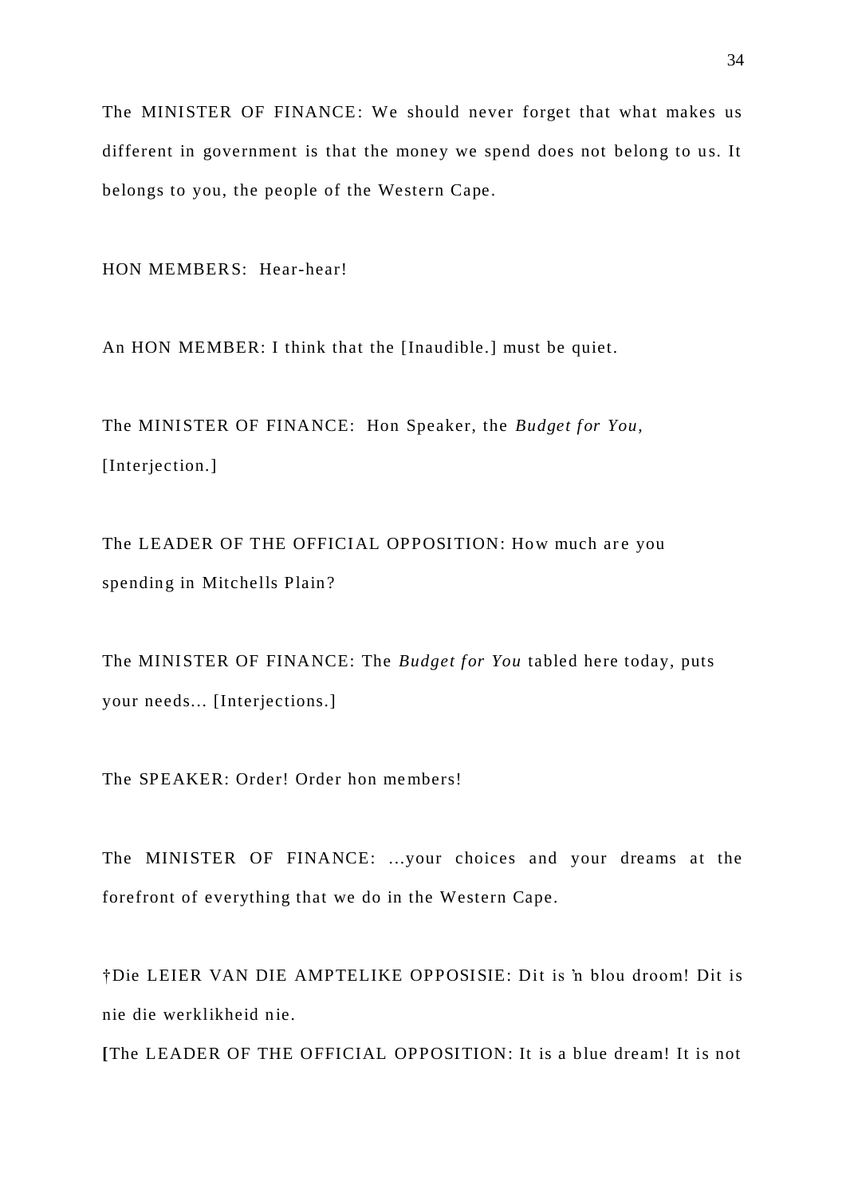The MINISTER OF FINANCE: We should never forget that what makes us different in government is that the money we spend does not belong to us. It belongs to you, the people of the Western Cape.

HON MEMBERS: Hear-hear!

An HON MEMBER: I think that the [Inaudible.] must be quiet.

The MINISTER OF FINANCE: Hon Speaker, the *Budget for You,* [Interjection.]

The LEADER OF THE OFFICIAL OPPOSITION: How much are you spending in Mitchells Plain?

The MINISTER OF FINANCE: The *Budget for You* tabled here today, puts your needs... [Interjections.]

The SPEAKER: Order! Order hon members!

The MINISTER OF FINANCE: ...your choices and your dreams at the forefront of everything that we do in the Western Cape.

†Die LEIER VAN DIE AMPTELIKE OPPOSISIE: Dit is 'n blou droom! Dit is nie die werklikheid nie.

**[**The LEADER OF THE OFFICIAL OPPOSITION: It is a blue dream! It is not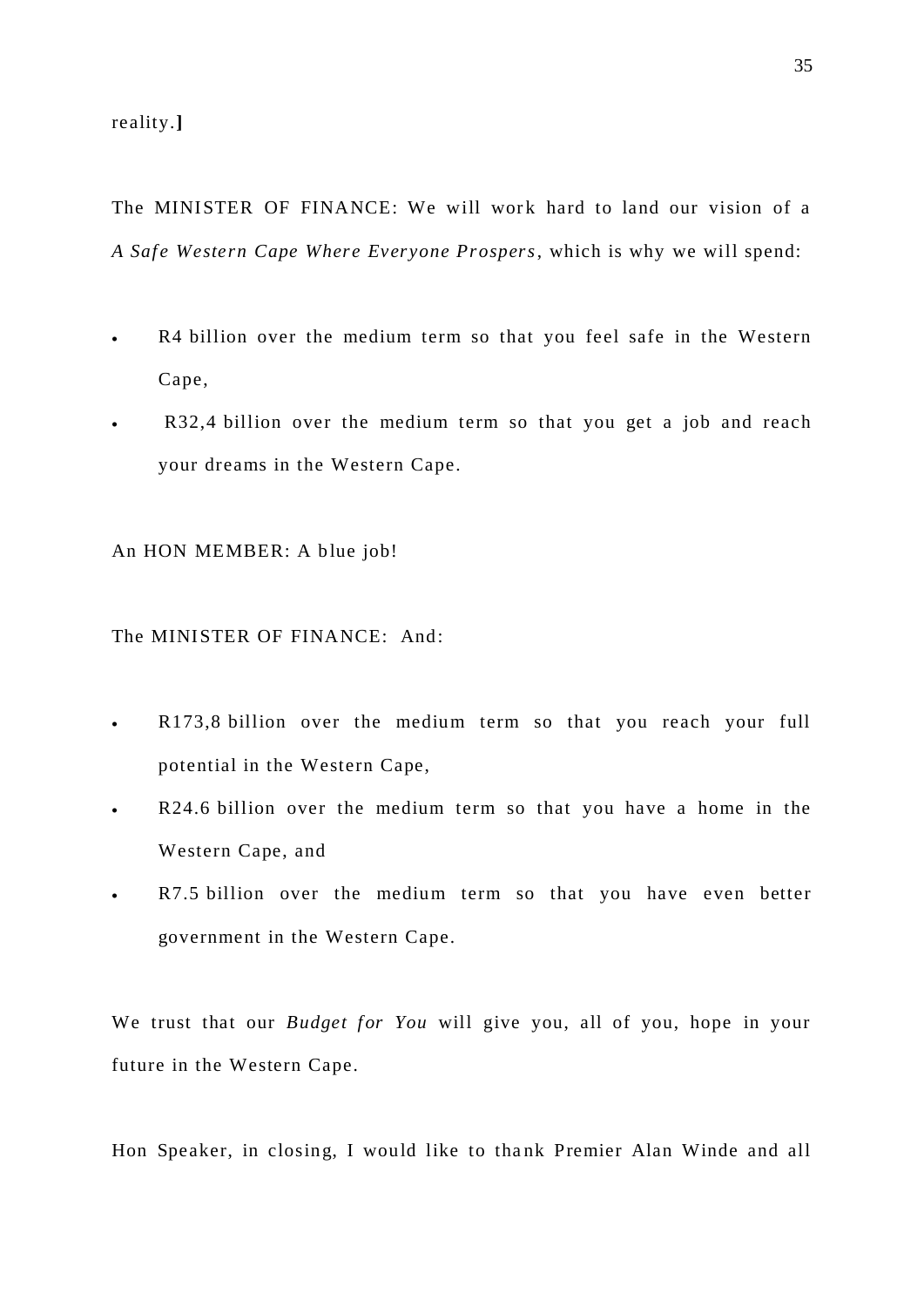reality.**]**

The MINISTER OF FINANCE: We will work hard to land our vision of a *A Safe Western Cape Where Everyone Prospers*, which is why we will spend:

- R4 billion over the medium term so that you feel safe in the Western Cape,
- R32,4 billion over the medium term so that you get a job and reach your dreams in the Western Cape.

An HON MEMBER: A blue job!

The MINISTER OF FINANCE: And:

- R173,8 billion over the medium term so that you reach your full potential in the Western Cape,
- R24.6 billion over the medium term so that you have a home in the Western Cape, and
- R7.5 billion over the medium term so that you have even better government in the Western Cape.

We trust that our *Budget for You* will give you, all of you, hope in your future in the Western Cape.

Hon Speaker, in closing, I would like to thank Premier Alan Winde and all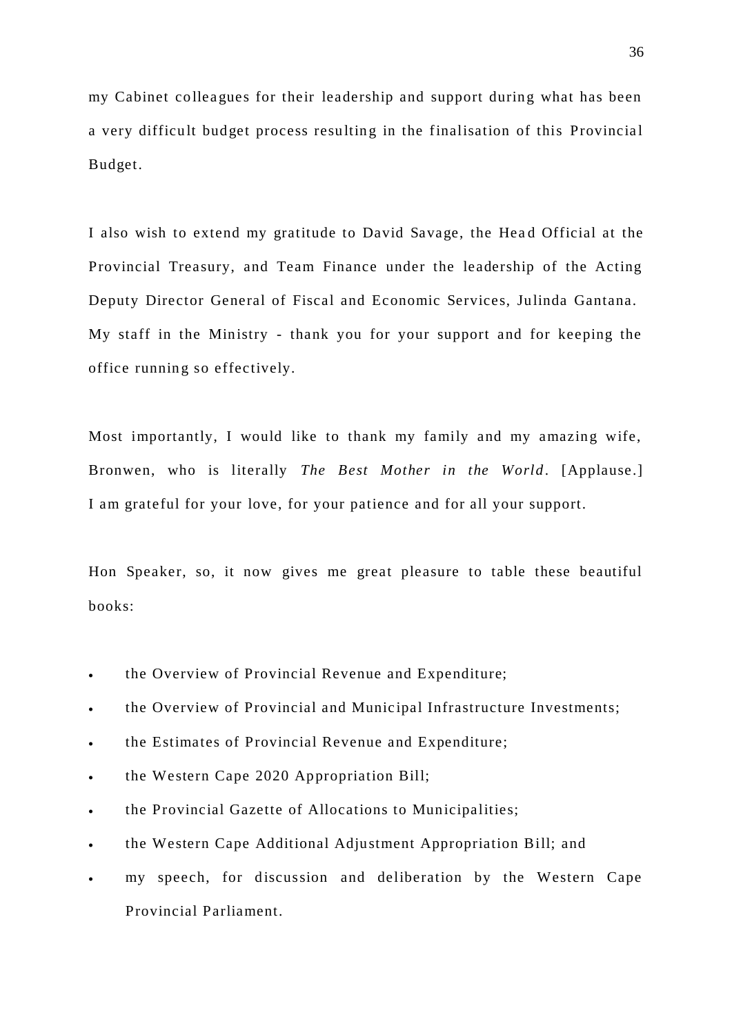my Cabinet colleagues for their leadership and support during what has been a very difficult budget process resulting in the finalisation of this Provincial Budget.

I also wish to extend my gratitude to David Savage, the Head Official at the Provincial Treasury, and Team Finance under the leadership of the Acting Deputy Director General of Fiscal and Economic Services, Julinda Gantana. My staff in the Ministry - thank you for your support and for keeping the office running so effectively.

Most importantly, I would like to thank my family and my amazing wife, Bronwen, who is literally *The Best Mother in the World*. [Applause.] I am grateful for your love, for your patience and for all your support.

Hon Speaker, so, it now gives me great pleasure to table these beautiful books:

- the Overview of Provincial Revenue and Expenditure;
- the Overview of Provincial and Municipal Infrastructure Investments;
- the Estimates of Provincial Revenue and Expenditure;
- the Western Cape 2020 Appropriation Bill;
- the Provincial Gazette of Allocations to Municipalities;
- the Western Cape Additional Adjustment Appropriation Bill; and
- my speech, for discussion and deliberation by the Western Cape Provincial Parliament.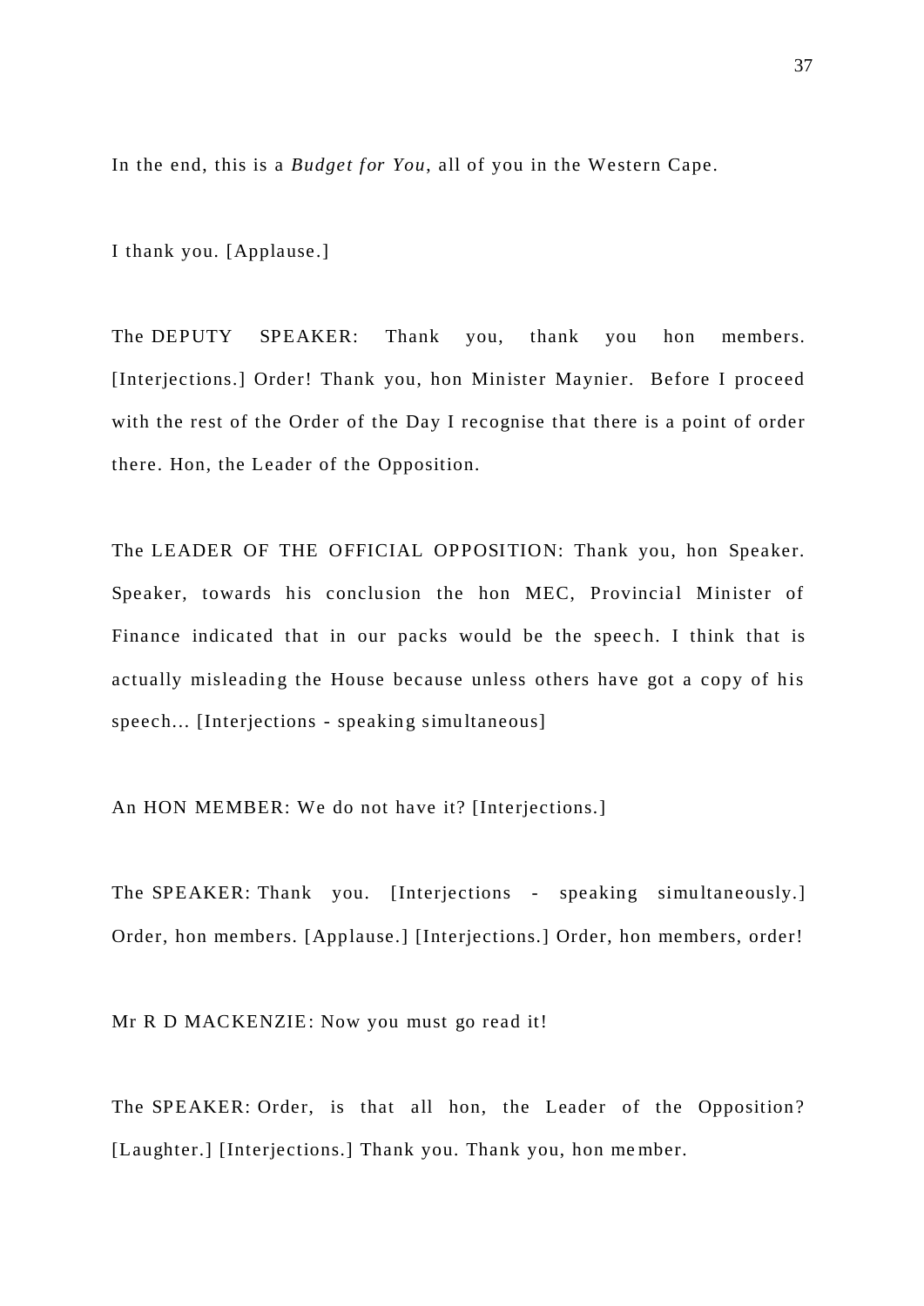In the end, this is a *Budget for You*, all of you in the Western Cape.

I thank you. [Applause.]

The DEPUTY SPEAKER: Thank you, thank you hon members. [Interjections.] Order! Thank you, hon Minister Maynier. Before I proceed with the rest of the Order of the Day I recognise that there is a point of order there. Hon, the Leader of the Opposition.

The LEADER OF THE OFFICIAL OPPOSITION: Thank you, hon Speaker. Speaker, towards his conclusion the hon MEC, Provincial Minister of Finance indicated that in our packs would be the speech. I think that is actually misleading the House because unless others have got a copy of his speech... [Interjections - speaking simultaneous]

An HON MEMBER: We do not have it? [Interjections.]

The SPEAKER: Thank you. [Interjections - speaking simultaneously.] Order, hon members. [Applause.] [Interjections.] Order, hon members, order!

Mr R D MACKENZIE: Now you must go read it!

The SPEAKER: Order, is that all hon, the Leader of the Opposition? [Laughter.] [Interjections.] Thank you. Thank you, hon member.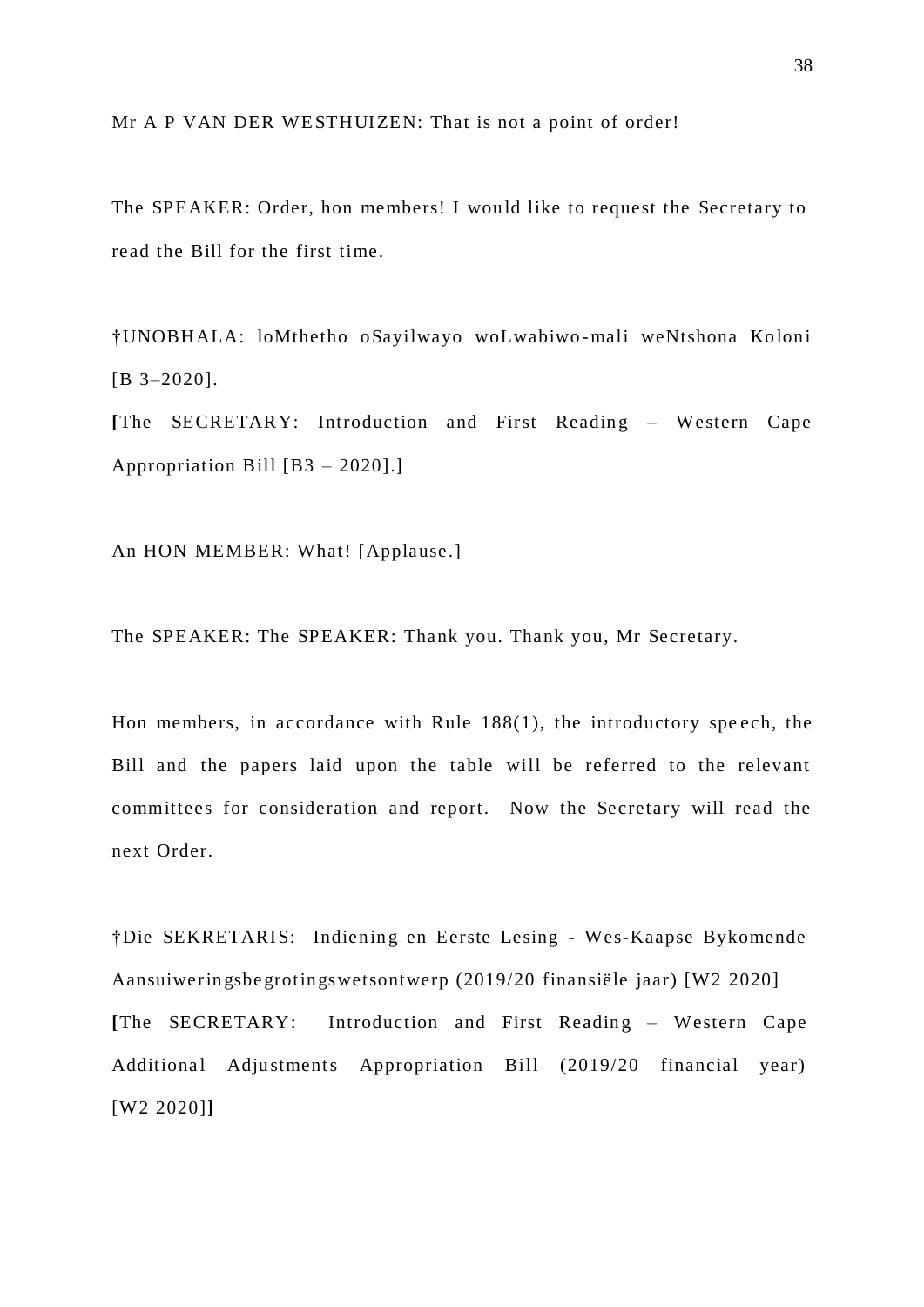Mr A P VAN DER WESTHUIZEN: That is not a point of order!

The SPEAKER: Order, hon members! I would like to request the Secretary to read the Bill for the first time.

†UNOBHALA: loMthetho oSayilwayo woLwabiwo-mali weNtshona Koloni [B 3–2020].

**[**The SECRETARY: Introduction and First Reading – Western Cape Appropriation Bill [B3 – 2020].**]**

An HON MEMBER: What! [Applause.]

The SPEAKER: The SPEAKER: Thank you. Thank you, Mr Secretary.

Hon members, in accordance with Rule 188(1), the introductory speech, the Bill and the papers laid upon the table will be referred to the relevant committees for consideration and report. Now the Secretary will read the next Order.

†Die SEKRETARIS: Indiening en Eerste Lesing - Wes-Kaapse Bykomende Aansuiweringsbegrotingswetsontwerp (2019/20 finansiële jaar) [W2 2020]

**[**The SECRETARY: Introduction and First Reading – Western Cape Additional Adjustments Appropriation Bill (2019/20 financial year) [W2 2020]**]**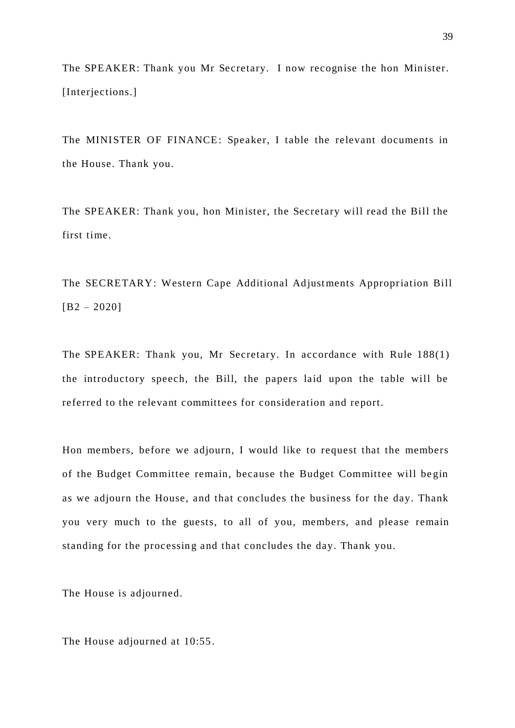The SPEAKER: Thank you Mr Secretary. I now recognise the hon Minister. [Interjections.]

The MINISTER OF FINANCE: Speaker, I table the relevant documents in the House. Thank you.

The SPEAKER: Thank you, hon Minister, the Secretary will read the Bill the first time.

The SECRETARY: Western Cape Additional Adjustments Appropriation Bill [B2 – 2020]

The SPEAKER: Thank you, Mr Secretary. In accordance with Rule 188(1) the introductory speech, the Bill, the papers laid upon the table will be referred to the relevant committees for consideration and report.

Hon members, before we adjourn, I would like to request that the members of the Budget Committee remain, because the Budget Committee will begin as we adjourn the House, and that concludes the business for the day. Thank you very much to the guests, to all of you, members, and please remain standing for the processing and that concludes the day. Thank you.

The House is adjourned.

The House adjourned at 10:55.